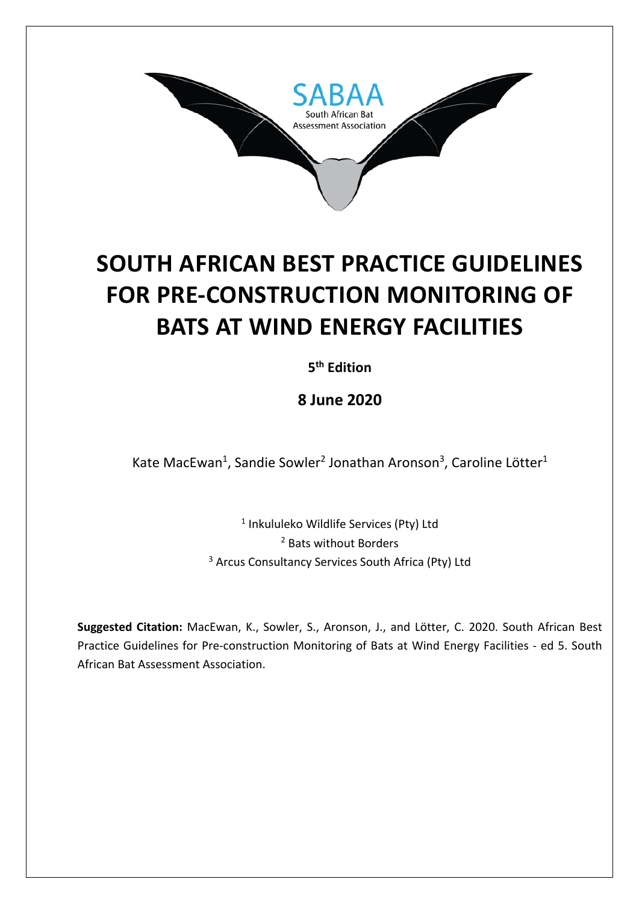SABAA
South African Bat
Assessment Association

# SOUTH AFRICAN BEST PRACTICE GUIDELINES FOR PRE-CONSTRUCTION MONITORING OF BATS AT WIND ENERGY FACILITIES

**5th Edition**

**8 June 2020**

Kate MacEwan[1], Sandie Sowler[2] Jonathan Aronson[3], Caroline Lötter[1]

[1] Inkululeko Wildlife Services (Pty) Ltd
[2] Bats without Borders
[3] Arcus Consultancy Services South Africa (Pty) Ltd

**Suggested Citation:** MacEwan, K., Sowler, S., Aronson, J., and Lötter, C. 2020. South African Best Practice Guidelines for Pre-construction Monitoring of Bats at Wind Energy Facilities - ed 5. South African Bat Assessment Association.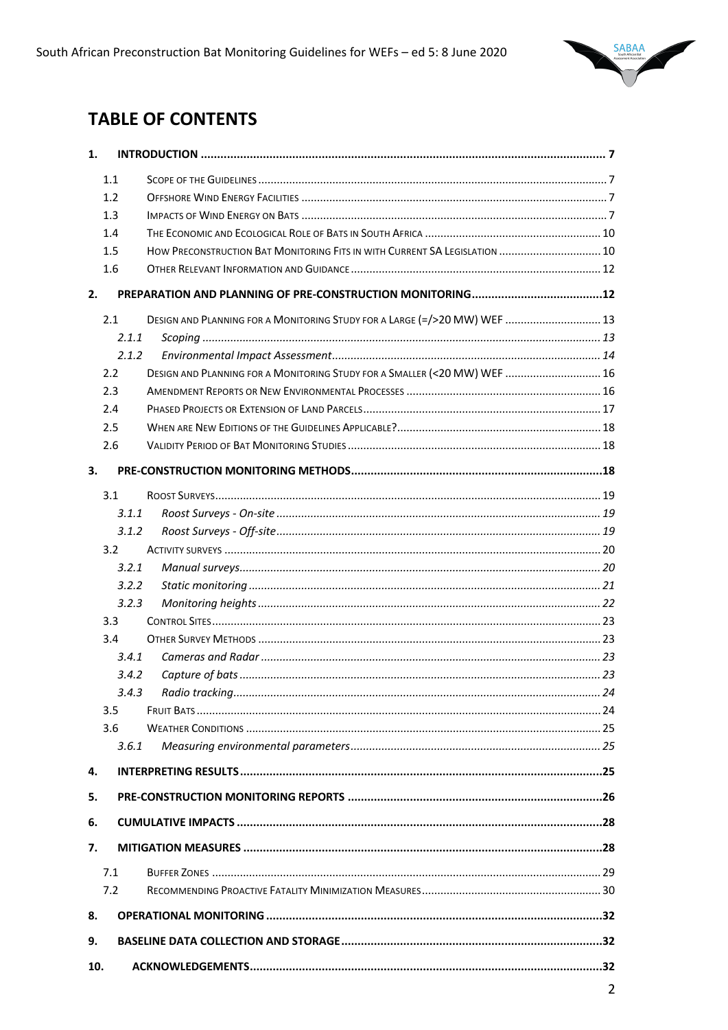# TABLE OF CONTENTS

| | | |
|---|---|---|
| **1.** | **INTRODUCTION** | **7** |
| 1.1 | SCOPE OF THE GUIDELINES | 7 |
| 1.2 | OFFSHORE WIND ENERGY FACILITIES | 7 |
| 1.3 | IMPACTS OF WIND ENERGY ON BATS | 7 |
| 1.4 | THE ECONOMIC AND ECOLOGICAL ROLE OF BATS IN SOUTH AFRICA | 10 |
| 1.5 | HOW PRECONSTRUCTION BAT MONITORING FITS IN WITH CURRENT SA LEGISLATION | 10 |
| 1.6 | OTHER RELEVANT INFORMATION AND GUIDANCE | 12 |
| **2.** | **PREPARATION AND PLANNING OF PRE-CONSTRUCTION MONITORING** | **12** |
| 2.1 | DESIGN AND PLANNING FOR A MONITORING STUDY FOR A LARGE (=/>20 MW) WEF | 13 |
| *2.1.1* | *Scoping* | *13* |
| *2.1.2* | *Environmental Impact Assessment* | *14* |
| 2.2 | DESIGN AND PLANNING FOR A MONITORING STUDY FOR A SMALLER (<20 MW) WEF | 16 |
| 2.3 | AMENDMENT REPORTS OR NEW ENVIRONMENTAL PROCESSES | 16 |
| 2.4 | PHASED PROJECTS OR EXTENSION OF LAND PARCELS | 17 |
| 2.5 | WHEN ARE NEW EDITIONS OF THE GUIDELINES APPLICABLE? | 18 |
| 2.6 | VALIDITY PERIOD OF BAT MONITORING STUDIES | 18 |
| **3.** | **PRE-CONSTRUCTION MONITORING METHODS** | **18** |
| 3.1 | ROOST SURVEYS | 19 |
| *3.1.1* | *Roost Surveys - On-site* | *19* |
| *3.1.2* | *Roost Surveys - Off-site* | *19* |
| 3.2 | ACTIVITY SURVEYS | 20 |
| *3.2.1* | *Manual surveys* | *20* |
| *3.2.2* | *Static monitoring* | *21* |
| *3.2.3* | *Monitoring heights* | *22* |
| 3.3 | CONTROL SITES | 23 |
| 3.4 | OTHER SURVEY METHODS | 23 |
| *3.4.1* | *Cameras and Radar* | *23* |
| *3.4.2* | *Capture of bats* | *23* |
| *3.4.3* | *Radio tracking* | *24* |
| 3.5 | FRUIT BATS | 24 |
| 3.6 | WEATHER CONDITIONS | 25 |
| *3.6.1* | *Measuring environmental parameters* | *25* |
| **4.** | **INTERPRETING RESULTS** | **25** |
| **5.** | **PRE-CONSTRUCTION MONITORING REPORTS** | **26** |
| **6.** | **CUMULATIVE IMPACTS** | **28** |
| **7.** | **MITIGATION MEASURES** | **28** |
| 7.1 | BUFFER ZONES | 29 |
| 7.2 | RECOMMENDING PROACTIVE FATALITY MINIMIZATION MEASURES | 30 |
| **8.** | **OPERATIONAL MONITORING** | **32** |
| **9.** | **BASELINE DATA COLLECTION AND STORAGE** | **32** |
| **10.** | **ACKNOWLEDGEMENTS** | **32** |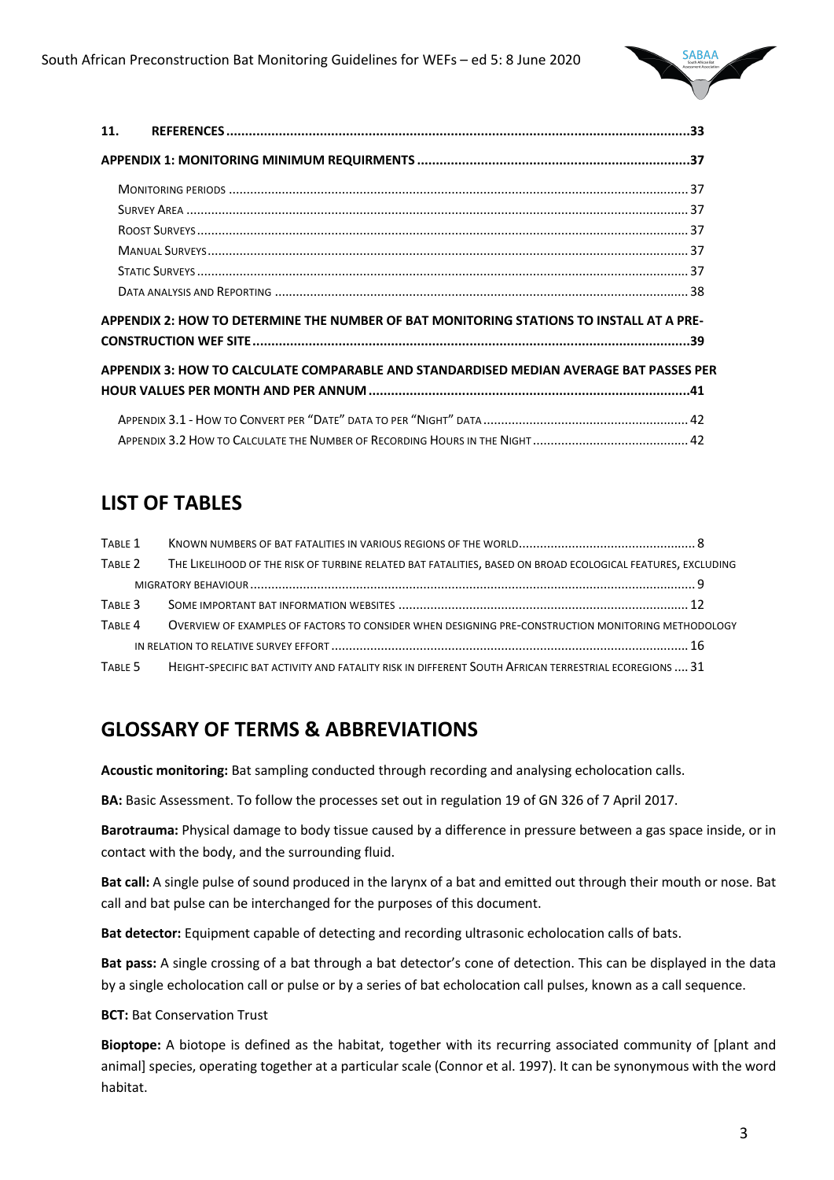**11. REFERENCES** .......................................................................................................................33

**APPENDIX 1: MONITORING MINIMUM REQUIRMENTS** ........................................................................37

- MONITORING PERIODS ........................................................................................................................ 37
- SURVEY AREA ....................................................................................................................................... 37
- ROOST SURVEYS .................................................................................................................................. 37
- MANUAL SURVEYS ................................................................................................................................ 37
- STATIC SURVEYS .................................................................................................................................. 37
- DATA ANALYSIS AND REPORTING ........................................................................................................... 38

**APPENDIX 2: HOW TO DETERMINE THE NUMBER OF BAT MONITORING STATIONS TO INSTALL AT A PRE-CONSTRUCTION WEF SITE** ....................................................................................................................39

**APPENDIX 3: HOW TO CALCULATE COMPARABLE AND STANDARDISED MEDIAN AVERAGE BAT PASSES PER HOUR VALUES PER MONTH AND PER ANNUM** ...............................................................................41

- APPENDIX 3.1 - HOW TO CONVERT PER "DATE" DATA TO PER "NIGHT" DATA ............................................... 42
- APPENDIX 3.2 HOW TO CALCULATE THE NUMBER OF RECORDING HOURS IN THE NIGHT ................................. 42

## LIST OF TABLES

- TABLE 1 KNOWN NUMBERS OF BAT FATALITIES IN VARIOUS REGIONS OF THE WORLD ........................................ 8
- TABLE 2 THE LIKELIHOOD OF THE RISK OF TURBINE RELATED BAT FATALITIES, BASED ON BROAD ECOLOGICAL FEATURES, EXCLUDING MIGRATORY BEHAVIOUR ............................................................................................................... 9
- TABLE 3 SOME IMPORTANT BAT INFORMATION WEBSITES ................................................................................ 12
- TABLE 4 OVERVIEW OF EXAMPLES OF FACTORS TO CONSIDER WHEN DESIGNING PRE-CONSTRUCTION MONITORING METHODOLOGY IN RELATION TO RELATIVE SURVEY EFFORT .......................................................................................... 16
- TABLE 5 HEIGHT-SPECIFIC BAT ACTIVITY AND FATALITY RISK IN DIFFERENT SOUTH AFRICAN TERRESTRIAL ECOREGIONS .... 31

## GLOSSARY OF TERMS & ABBREVIATIONS

**Acoustic monitoring:** Bat sampling conducted through recording and analysing echolocation calls.

**BA:** Basic Assessment. To follow the processes set out in regulation 19 of GN 326 of 7 April 2017.

**Barotrauma:** Physical damage to body tissue caused by a difference in pressure between a gas space inside, or in contact with the body, and the surrounding fluid.

**Bat call:** A single pulse of sound produced in the larynx of a bat and emitted out through their mouth or nose. Bat call and bat pulse can be interchanged for the purposes of this document.

**Bat detector:** Equipment capable of detecting and recording ultrasonic echolocation calls of bats.

**Bat pass:** A single crossing of a bat through a bat detector's cone of detection. This can be displayed in the data by a single echolocation call or pulse or by a series of bat echolocation call pulses, known as a call sequence.

**BCT:** Bat Conservation Trust

**Bioptope:** A biotope is defined as the habitat, together with its recurring associated community of [plant and animal] species, operating together at a particular scale (Connor et al. 1997). It can be synonymous with the word habitat.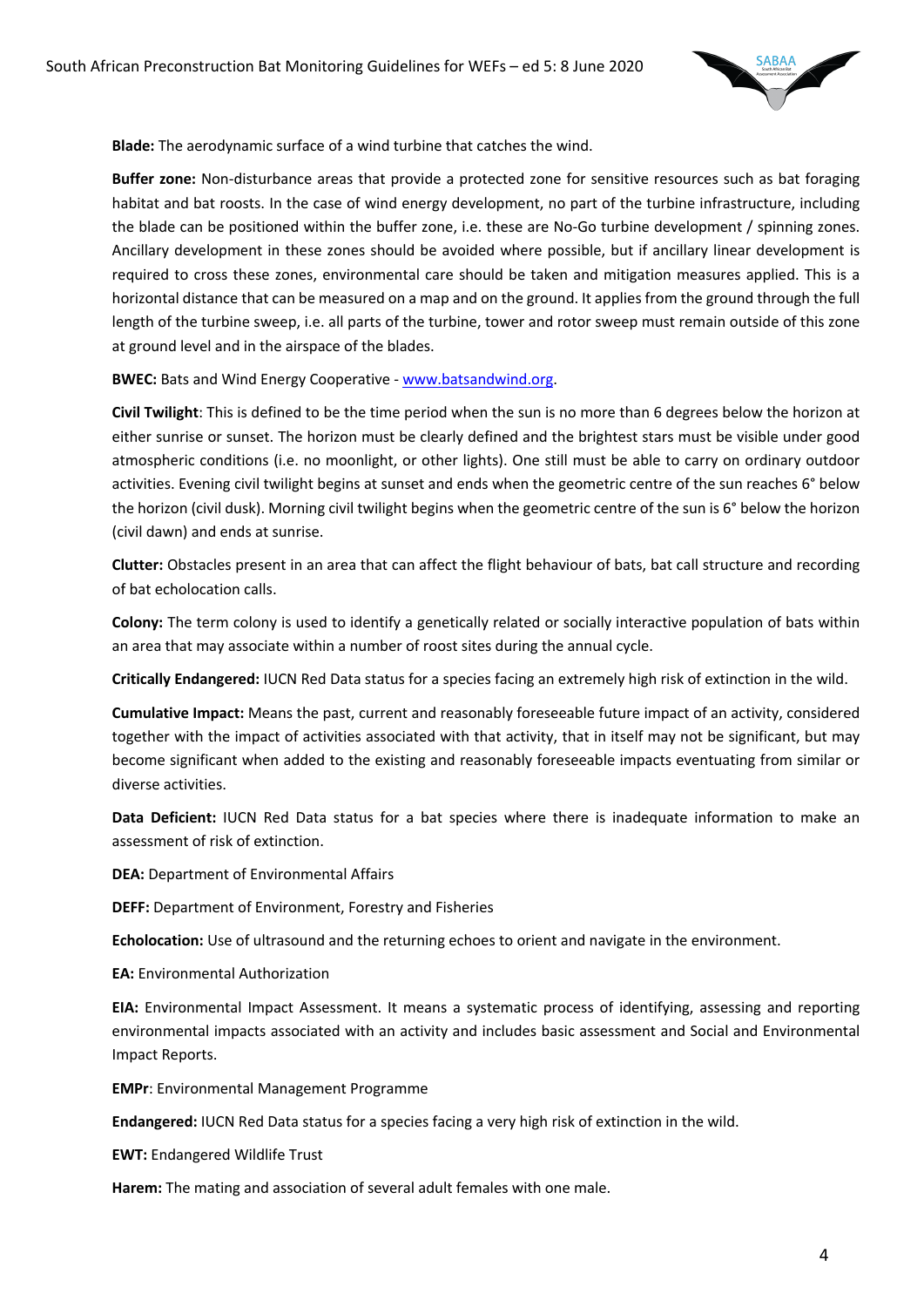**Blade:** The aerodynamic surface of a wind turbine that catches the wind.

**Buffer zone:** Non-disturbance areas that provide a protected zone for sensitive resources such as bat foraging habitat and bat roosts. In the case of wind energy development, no part of the turbine infrastructure, including the blade can be positioned within the buffer zone, i.e. these are No-Go turbine development / spinning zones. Ancillary development in these zones should be avoided where possible, but if ancillary linear development is required to cross these zones, environmental care should be taken and mitigation measures applied. This is a horizontal distance that can be measured on a map and on the ground. It applies from the ground through the full length of the turbine sweep, i.e. all parts of the turbine, tower and rotor sweep must remain outside of this zone at ground level and in the airspace of the blades.

**BWEC:** Bats and Wind Energy Cooperative - www.batsandwind.org.

**Civil Twilight**: This is defined to be the time period when the sun is no more than 6 degrees below the horizon at either sunrise or sunset. The horizon must be clearly defined and the brightest stars must be visible under good atmospheric conditions (i.e. no moonlight, or other lights). One still must be able to carry on ordinary outdoor activities. Evening civil twilight begins at sunset and ends when the geometric centre of the sun reaches 6° below the horizon (civil dusk). Morning civil twilight begins when the geometric centre of the sun is 6° below the horizon (civil dawn) and ends at sunrise.

**Clutter:** Obstacles present in an area that can affect the flight behaviour of bats, bat call structure and recording of bat echolocation calls.

**Colony:** The term colony is used to identify a genetically related or socially interactive population of bats within an area that may associate within a number of roost sites during the annual cycle.

**Critically Endangered:** IUCN Red Data status for a species facing an extremely high risk of extinction in the wild.

**Cumulative Impact:** Means the past, current and reasonably foreseeable future impact of an activity, considered together with the impact of activities associated with that activity, that in itself may not be significant, but may become significant when added to the existing and reasonably foreseeable impacts eventuating from similar or diverse activities.

**Data Deficient:** IUCN Red Data status for a bat species where there is inadequate information to make an assessment of risk of extinction.

**DEA:** Department of Environmental Affairs

**DEFF:** Department of Environment, Forestry and Fisheries

**Echolocation:** Use of ultrasound and the returning echoes to orient and navigate in the environment.

**EA:** Environmental Authorization

**EIA:** Environmental Impact Assessment. It means a systematic process of identifying, assessing and reporting environmental impacts associated with an activity and includes basic assessment and Social and Environmental Impact Reports.

**EMPr**: Environmental Management Programme

**Endangered:** IUCN Red Data status for a species facing a very high risk of extinction in the wild.

**EWT:** Endangered Wildlife Trust

**Harem:** The mating and association of several adult females with one male.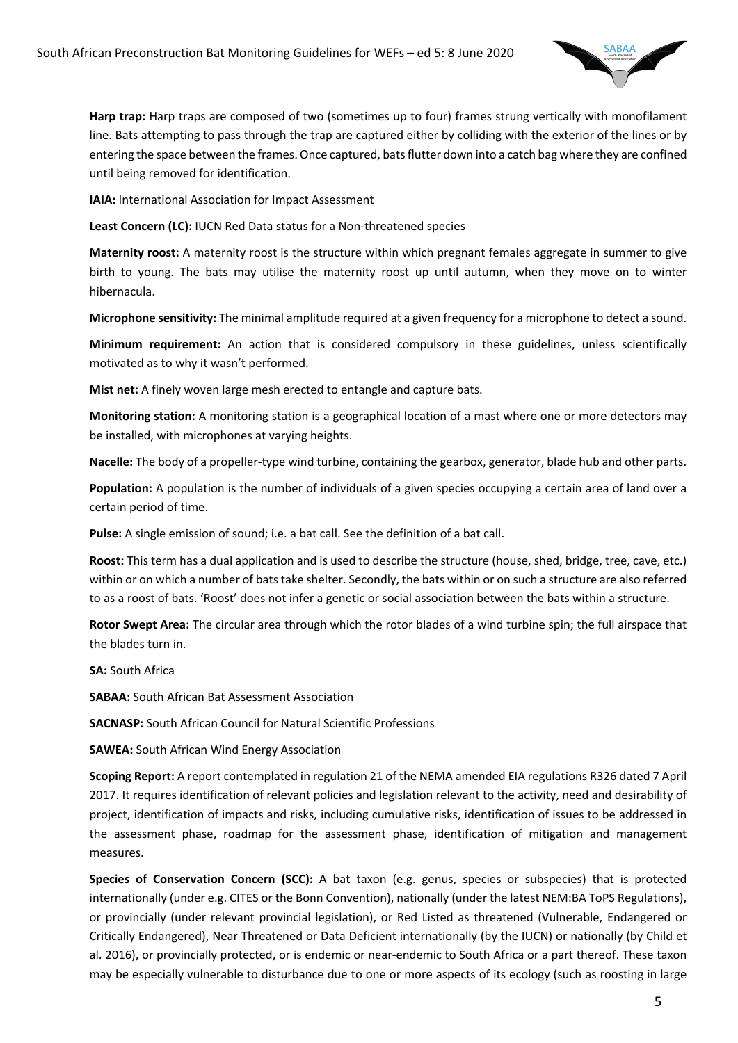**Harp trap:** Harp traps are composed of two (sometimes up to four) frames strung vertically with monofilament line. Bats attempting to pass through the trap are captured either by colliding with the exterior of the lines or by entering the space between the frames. Once captured, bats flutter down into a catch bag where they are confined until being removed for identification.

**IAIA:** International Association for Impact Assessment

**Least Concern (LC):** IUCN Red Data status for a Non-threatened species

**Maternity roost:** A maternity roost is the structure within which pregnant females aggregate in summer to give birth to young. The bats may utilise the maternity roost up until autumn, when they move on to winter hibernacula.

**Microphone sensitivity:** The minimal amplitude required at a given frequency for a microphone to detect a sound.

**Minimum requirement:** An action that is considered compulsory in these guidelines, unless scientifically motivated as to why it wasn't performed.

**Mist net:** A finely woven large mesh erected to entangle and capture bats.

**Monitoring station:** A monitoring station is a geographical location of a mast where one or more detectors may be installed, with microphones at varying heights.

**Nacelle:** The body of a propeller-type wind turbine, containing the gearbox, generator, blade hub and other parts.

**Population:** A population is the number of individuals of a given species occupying a certain area of land over a certain period of time.

**Pulse:** A single emission of sound; i.e. a bat call. See the definition of a bat call.

**Roost:** This term has a dual application and is used to describe the structure (house, shed, bridge, tree, cave, etc.) within or on which a number of bats take shelter. Secondly, the bats within or on such a structure are also referred to as a roost of bats. 'Roost' does not infer a genetic or social association between the bats within a structure.

**Rotor Swept Area:** The circular area through which the rotor blades of a wind turbine spin; the full airspace that the blades turn in.

**SA:** South Africa

**SABAA:** South African Bat Assessment Association

**SACNASP:** South African Council for Natural Scientific Professions

**SAWEA:** South African Wind Energy Association

**Scoping Report:** A report contemplated in regulation 21 of the NEMA amended EIA regulations R326 dated 7 April 2017. It requires identification of relevant policies and legislation relevant to the activity, need and desirability of project, identification of impacts and risks, including cumulative risks, identification of issues to be addressed in the assessment phase, roadmap for the assessment phase, identification of mitigation and management measures.

**Species of Conservation Concern (SCC):** A bat taxon (e.g. genus, species or subspecies) that is protected internationally (under e.g. CITES or the Bonn Convention), nationally (under the latest NEM:BA ToPS Regulations), or provincially (under relevant provincial legislation), or Red Listed as threatened (Vulnerable, Endangered or Critically Endangered), Near Threatened or Data Deficient internationally (by the IUCN) or nationally (by Child et al. 2016), or provincially protected, or is endemic or near-endemic to South Africa or a part thereof. These taxon may be especially vulnerable to disturbance due to one or more aspects of its ecology (such as roosting in large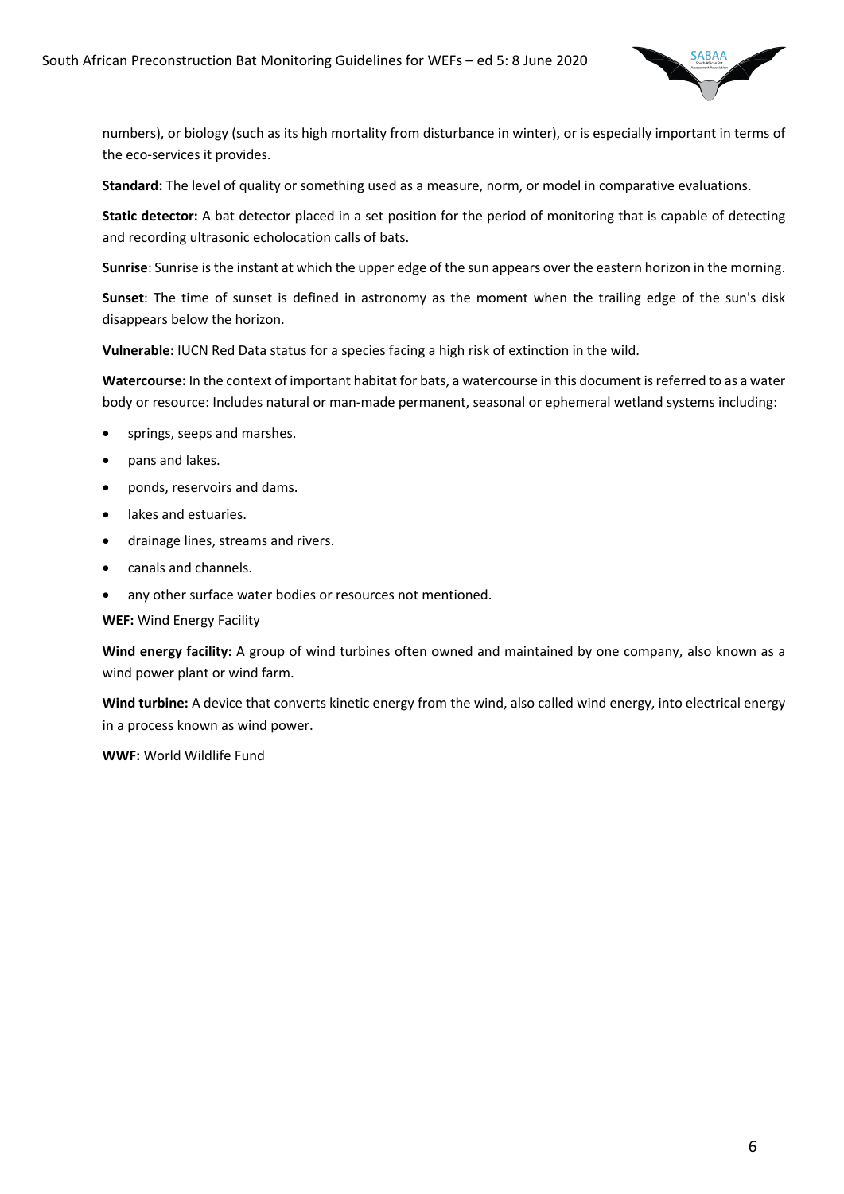numbers), or biology (such as its high mortality from disturbance in winter), or is especially important in terms of the eco-services it provides.

**Standard:** The level of quality or something used as a measure, norm, or model in comparative evaluations.

**Static detector:** A bat detector placed in a set position for the period of monitoring that is capable of detecting and recording ultrasonic echolocation calls of bats.

**Sunrise**: Sunrise is the instant at which the upper edge of the sun appears over the eastern horizon in the morning.

**Sunset**: The time of sunset is defined in astronomy as the moment when the trailing edge of the sun's disk disappears below the horizon.

**Vulnerable:** IUCN Red Data status for a species facing a high risk of extinction in the wild.

**Watercourse:** In the context of important habitat for bats, a watercourse in this document is referred to as a water body or resource: Includes natural or man-made permanent, seasonal or ephemeral wetland systems including:

- springs, seeps and marshes.
- pans and lakes.
- ponds, reservoirs and dams.
- lakes and estuaries.
- drainage lines, streams and rivers.
- canals and channels.
- any other surface water bodies or resources not mentioned.

**WEF:** Wind Energy Facility

**Wind energy facility:** A group of wind turbines often owned and maintained by one company, also known as a wind power plant or wind farm.

**Wind turbine:** A device that converts kinetic energy from the wind, also called wind energy, into electrical energy in a process known as wind power.

**WWF:** World Wildlife Fund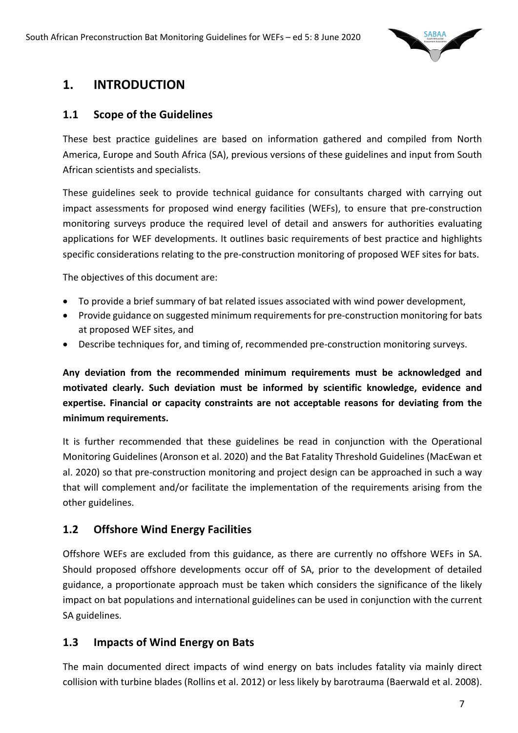# 1. INTRODUCTION

## 1.1 Scope of the Guidelines

These best practice guidelines are based on information gathered and compiled from North America, Europe and South Africa (SA), previous versions of these guidelines and input from South African scientists and specialists.

These guidelines seek to provide technical guidance for consultants charged with carrying out impact assessments for proposed wind energy facilities (WEFs), to ensure that pre-construction monitoring surveys produce the required level of detail and answers for authorities evaluating applications for WEF developments. It outlines basic requirements of best practice and highlights specific considerations relating to the pre-construction monitoring of proposed WEF sites for bats.

The objectives of this document are:

- To provide a brief summary of bat related issues associated with wind power development,
- Provide guidance on suggested minimum requirements for pre-construction monitoring for bats at proposed WEF sites, and
- Describe techniques for, and timing of, recommended pre-construction monitoring surveys.

**Any deviation from the recommended minimum requirements must be acknowledged and motivated clearly. Such deviation must be informed by scientific knowledge, evidence and expertise. Financial or capacity constraints are not acceptable reasons for deviating from the minimum requirements.**

It is further recommended that these guidelines be read in conjunction with the Operational Monitoring Guidelines (Aronson et al. 2020) and the Bat Fatality Threshold Guidelines (MacEwan et al. 2020) so that pre-construction monitoring and project design can be approached in such a way that will complement and/or facilitate the implementation of the requirements arising from the other guidelines.

## 1.2 Offshore Wind Energy Facilities

Offshore WEFs are excluded from this guidance, as there are currently no offshore WEFs in SA. Should proposed offshore developments occur off of SA, prior to the development of detailed guidance, a proportionate approach must be taken which considers the significance of the likely impact on bat populations and international guidelines can be used in conjunction with the current SA guidelines.

## 1.3 Impacts of Wind Energy on Bats

The main documented direct impacts of wind energy on bats includes fatality via mainly direct collision with turbine blades (Rollins et al. 2012) or less likely by barotrauma (Baerwald et al. 2008).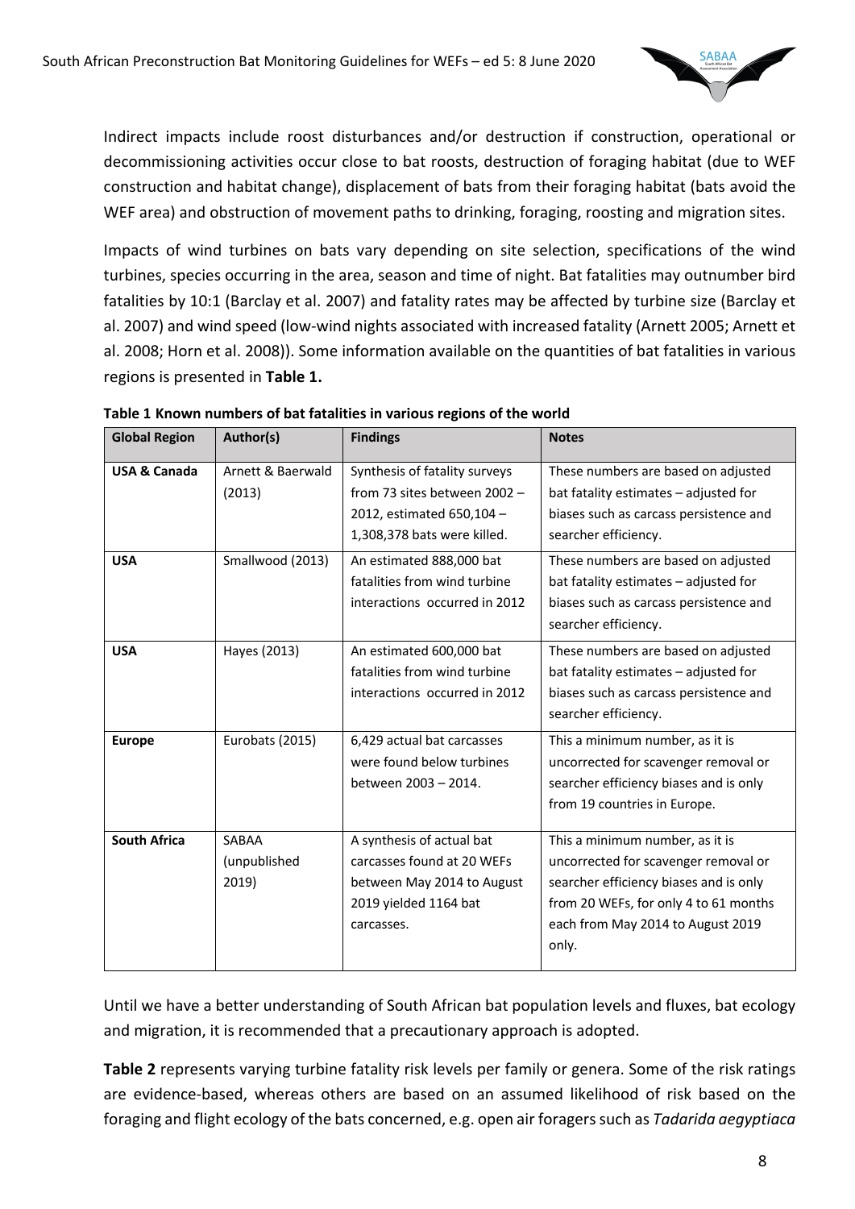Indirect impacts include roost disturbances and/or destruction if construction, operational or decommissioning activities occur close to bat roosts, destruction of foraging habitat (due to WEF construction and habitat change), displacement of bats from their foraging habitat (bats avoid the WEF area) and obstruction of movement paths to drinking, foraging, roosting and migration sites.

Impacts of wind turbines on bats vary depending on site selection, specifications of the wind turbines, species occurring in the area, season and time of night. Bat fatalities may outnumber bird fatalities by 10:1 (Barclay et al. 2007) and fatality rates may be affected by turbine size (Barclay et al. 2007) and wind speed (low-wind nights associated with increased fatality (Arnett 2005; Arnett et al. 2008; Horn et al. 2008)). Some information available on the quantities of bat fatalities in various regions is presented in **Table 1.**

**Table 1 Known numbers of bat fatalities in various regions of the world**

| Global Region | Author(s) | Findings | Notes |
|---|---|---|---|
| **USA & Canada** | Arnett & Baerwald (2013) | Synthesis of fatality surveys from 73 sites between 2002 – 2012, estimated 650,104 – 1,308,378 bats were killed. | These numbers are based on adjusted bat fatality estimates – adjusted for biases such as carcass persistence and searcher efficiency. |
| **USA** | Smallwood (2013) | An estimated 888,000 bat fatalities from wind turbine interactions occurred in 2012 | These numbers are based on adjusted bat fatality estimates – adjusted for biases such as carcass persistence and searcher efficiency. |
| **USA** | Hayes (2013) | An estimated 600,000 bat fatalities from wind turbine interactions occurred in 2012 | These numbers are based on adjusted bat fatality estimates – adjusted for biases such as carcass persistence and searcher efficiency. |
| **Europe** | Eurobats (2015) | 6,429 actual bat carcasses were found below turbines between 2003 – 2014. | This a minimum number, as it is uncorrected for scavenger removal or searcher efficiency biases and is only from 19 countries in Europe. |
| **South Africa** | SABAA (unpublished 2019) | A synthesis of actual bat carcasses found at 20 WEFs between May 2014 to August 2019 yielded 1164 bat carcasses. | This a minimum number, as it is uncorrected for scavenger removal or searcher efficiency biases and is only from 20 WEFs, for only 4 to 61 months each from May 2014 to August 2019 only. |

Until we have a better understanding of South African bat population levels and fluxes, bat ecology and migration, it is recommended that a precautionary approach is adopted.

**Table 2** represents varying turbine fatality risk levels per family or genera. Some of the risk ratings are evidence-based, whereas others are based on an assumed likelihood of risk based on the foraging and flight ecology of the bats concerned, e.g. open air foragers such as *Tadarida aegyptiaca*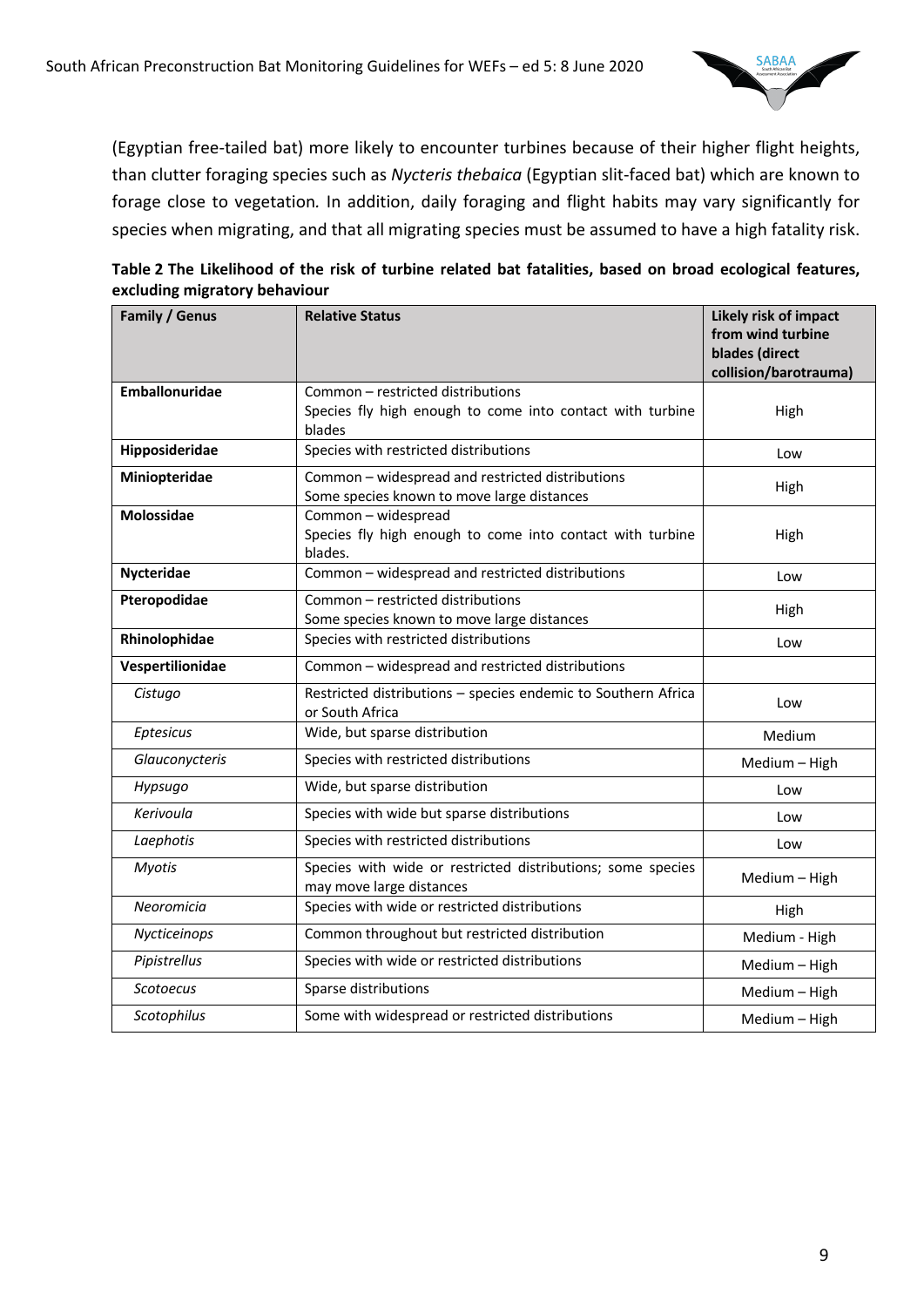(Egyptian free-tailed bat) more likely to encounter turbines because of their higher flight heights, than clutter foraging species such as *Nycteris thebaica* (Egyptian slit-faced bat) which are known to forage close to vegetation. In addition, daily foraging and flight habits may vary significantly for species when migrating, and that all migrating species must be assumed to have a high fatality risk.

**Table 2 The Likelihood of the risk of turbine related bat fatalities, based on broad ecological features, excluding migratory behaviour**

| Family / Genus | Relative Status | Likely risk of impact from wind turbine blades (direct collision/barotrauma) |
|---|---|---|
| **Emballonuridae** | Common – restricted distributions<br>Species fly high enough to come into contact with turbine blades | High |
| **Hipposideridae** | Species with restricted distributions | Low |
| **Miniopteridae** | Common – widespread and restricted distributions<br>Some species known to move large distances | High |
| **Molossidae** | Common – widespread<br>Species fly high enough to come into contact with turbine blades. | High |
| **Nycteridae** | Common – widespread and restricted distributions | Low |
| **Pteropodidae** | Common – restricted distributions<br>Some species known to move large distances | High |
| **Rhinolophidae** | Species with restricted distributions | Low |
| **Vespertilionidae** | Common – widespread and restricted distributions | |
| *Cistugo* | Restricted distributions – species endemic to Southern Africa or South Africa | Low |
| *Eptesicus* | Wide, but sparse distribution | Medium |
| *Glauconycteris* | Species with restricted distributions | Medium – High |
| *Hypsugo* | Wide, but sparse distribution | Low |
| *Kerivoula* | Species with wide but sparse distributions | Low |
| *Laephotis* | Species with restricted distributions | Low |
| *Myotis* | Species with wide or restricted distributions; some species may move large distances | Medium – High |
| *Neoromicia* | Species with wide or restricted distributions | High |
| *Nycticeinops* | Common throughout but restricted distribution | Medium - High |
| *Pipistrellus* | Species with wide or restricted distributions | Medium – High |
| *Scotoecus* | Sparse distributions | Medium – High |
| *Scotophilus* | Some with widespread or restricted distributions | Medium – High |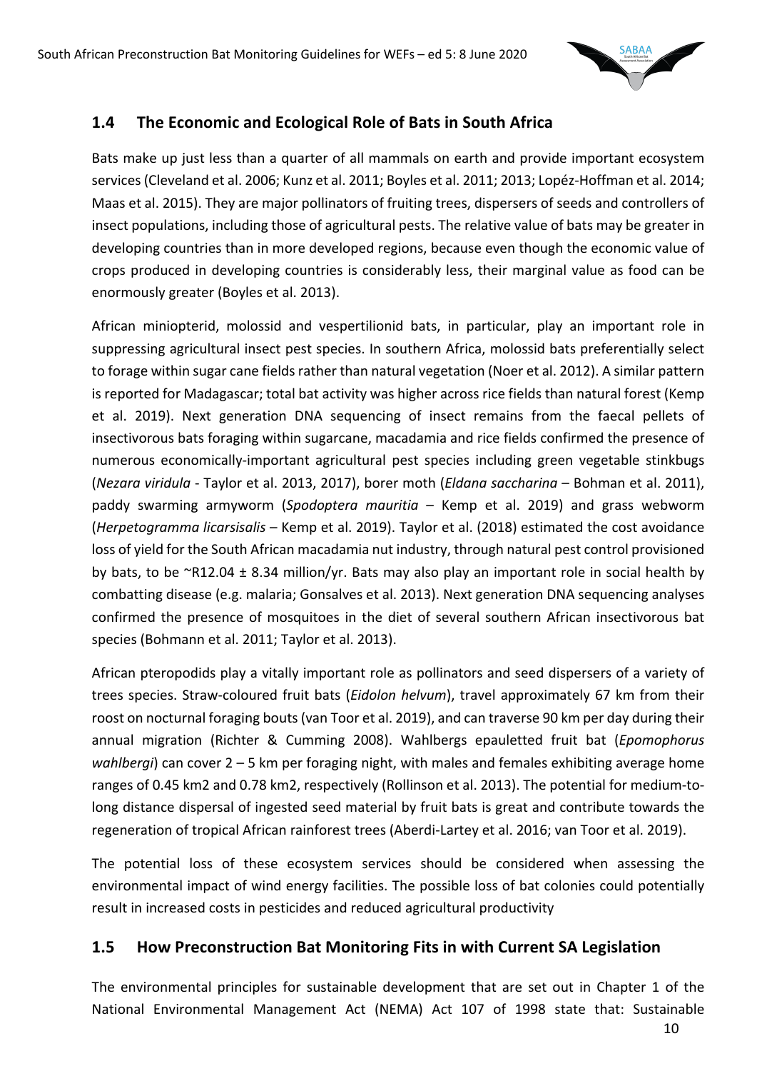## 1.4 The Economic and Ecological Role of Bats in South Africa

Bats make up just less than a quarter of all mammals on earth and provide important ecosystem services (Cleveland et al. 2006; Kunz et al. 2011; Boyles et al. 2011; 2013; Lopéz-Hoffman et al. 2014; Maas et al. 2015). They are major pollinators of fruiting trees, dispersers of seeds and controllers of insect populations, including those of agricultural pests. The relative value of bats may be greater in developing countries than in more developed regions, because even though the economic value of crops produced in developing countries is considerably less, their marginal value as food can be enormously greater (Boyles et al. 2013).

African miniopterid, molossid and vespertilionid bats, in particular, play an important role in suppressing agricultural insect pest species. In southern Africa, molossid bats preferentially select to forage within sugar cane fields rather than natural vegetation (Noer et al. 2012). A similar pattern is reported for Madagascar; total bat activity was higher across rice fields than natural forest (Kemp et al. 2019). Next generation DNA sequencing of insect remains from the faecal pellets of insectivorous bats foraging within sugarcane, macadamia and rice fields confirmed the presence of numerous economically-important agricultural pest species including green vegetable stinkbugs (*Nezara viridula* - Taylor et al. 2013, 2017), borer moth (*Eldana saccharina* – Bohman et al. 2011), paddy swarming armyworm (*Spodoptera mauritia* – Kemp et al. 2019) and grass webworm (*Herpetogramma licarsisalis* – Kemp et al. 2019). Taylor et al. (2018) estimated the cost avoidance loss of yield for the South African macadamia nut industry, through natural pest control provisioned by bats, to be ~R12.04 ± 8.34 million/yr. Bats may also play an important role in social health by combatting disease (e.g. malaria; Gonsalves et al. 2013). Next generation DNA sequencing analyses confirmed the presence of mosquitoes in the diet of several southern African insectivorous bat species (Bohmann et al. 2011; Taylor et al. 2013).

African pteropodids play a vitally important role as pollinators and seed dispersers of a variety of trees species. Straw-coloured fruit bats (*Eidolon helvum*), travel approximately 67 km from their roost on nocturnal foraging bouts (van Toor et al. 2019), and can traverse 90 km per day during their annual migration (Richter & Cumming 2008). Wahlbergs epauletted fruit bat (*Epomophorus wahlbergi*) can cover 2 – 5 km per foraging night, with males and females exhibiting average home ranges of 0.45 km2 and 0.78 km2, respectively (Rollinson et al. 2013). The potential for medium-to-long distance dispersal of ingested seed material by fruit bats is great and contribute towards the regeneration of tropical African rainforest trees (Aberdi-Lartey et al. 2016; van Toor et al. 2019).

The potential loss of these ecosystem services should be considered when assessing the environmental impact of wind energy facilities. The possible loss of bat colonies could potentially result in increased costs in pesticides and reduced agricultural productivity

## 1.5 How Preconstruction Bat Monitoring Fits in with Current SA Legislation

The environmental principles for sustainable development that are set out in Chapter 1 of the National Environmental Management Act (NEMA) Act 107 of 1998 state that: Sustainable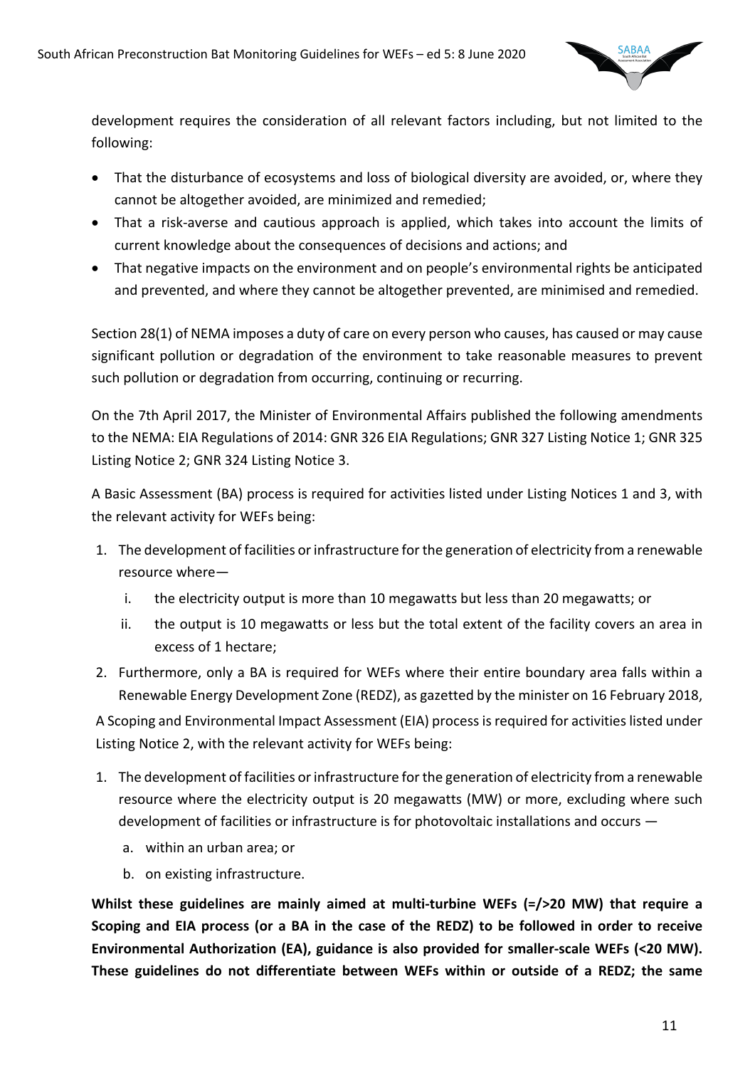development requires the consideration of all relevant factors including, but not limited to the following:

- That the disturbance of ecosystems and loss of biological diversity are avoided, or, where they cannot be altogether avoided, are minimized and remedied;
- That a risk-averse and cautious approach is applied, which takes into account the limits of current knowledge about the consequences of decisions and actions; and
- That negative impacts on the environment and on people's environmental rights be anticipated and prevented, and where they cannot be altogether prevented, are minimised and remedied.

Section 28(1) of NEMA imposes a duty of care on every person who causes, has caused or may cause significant pollution or degradation of the environment to take reasonable measures to prevent such pollution or degradation from occurring, continuing or recurring.

On the 7th April 2017, the Minister of Environmental Affairs published the following amendments to the NEMA: EIA Regulations of 2014: GNR 326 EIA Regulations; GNR 327 Listing Notice 1; GNR 325 Listing Notice 2; GNR 324 Listing Notice 3.

A Basic Assessment (BA) process is required for activities listed under Listing Notices 1 and 3, with the relevant activity for WEFs being:

1. The development of facilities or infrastructure for the generation of electricity from a renewable resource where—
   i. the electricity output is more than 10 megawatts but less than 20 megawatts; or
   ii. the output is 10 megawatts or less but the total extent of the facility covers an area in excess of 1 hectare;
2. Furthermore, only a BA is required for WEFs where their entire boundary area falls within a Renewable Energy Development Zone (REDZ), as gazetted by the minister on 16 February 2018,

A Scoping and Environmental Impact Assessment (EIA) process is required for activities listed under Listing Notice 2, with the relevant activity for WEFs being:

1. The development of facilities or infrastructure for the generation of electricity from a renewable resource where the electricity output is 20 megawatts (MW) or more, excluding where such development of facilities or infrastructure is for photovoltaic installations and occurs —
   a. within an urban area; or
   b. on existing infrastructure.

**Whilst these guidelines are mainly aimed at multi-turbine WEFs (=/>20 MW) that require a Scoping and EIA process (or a BA in the case of the REDZ) to be followed in order to receive Environmental Authorization (EA), guidance is also provided for smaller-scale WEFs (<20 MW). These guidelines do not differentiate between WEFs within or outside of a REDZ; the same**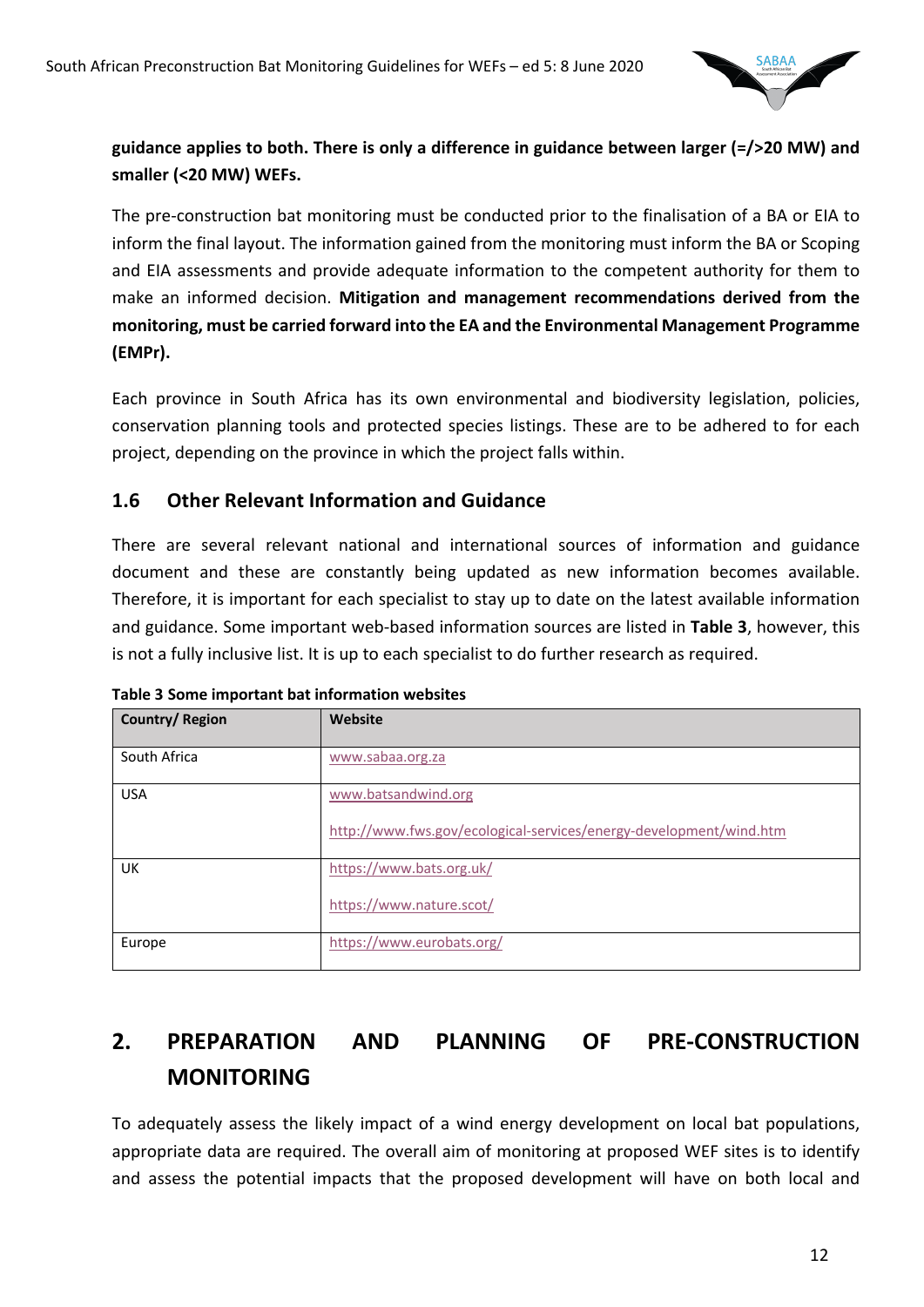**guidance applies to both. There is only a difference in guidance between larger (=/>20 MW) and smaller (<20 MW) WEFs.**

The pre-construction bat monitoring must be conducted prior to the finalisation of a BA or EIA to inform the final layout. The information gained from the monitoring must inform the BA or Scoping and EIA assessments and provide adequate information to the competent authority for them to make an informed decision. **Mitigation and management recommendations derived from the monitoring, must be carried forward into the EA and the Environmental Management Programme (EMPr).**

Each province in South Africa has its own environmental and biodiversity legislation, policies, conservation planning tools and protected species listings. These are to be adhered to for each project, depending on the province in which the project falls within.

### 1.6 Other Relevant Information and Guidance

There are several relevant national and international sources of information and guidance document and these are constantly being updated as new information becomes available. Therefore, it is important for each specialist to stay up to date on the latest available information and guidance. Some important web-based information sources are listed in **Table 3**, however, this is not a fully inclusive list. It is up to each specialist to do further research as required.

**Table 3 Some important bat information websites**

| Country/ Region | Website |
|---|---|
| South Africa | www.sabaa.org.za |
| USA | www.batsandwind.org<br>http://www.fws.gov/ecological-services/energy-development/wind.htm |
| UK | https://www.bats.org.uk/<br>https://www.nature.scot/ |
| Europe | https://www.eurobats.org/ |

## 2. PREPARATION AND PLANNING OF PRE-CONSTRUCTION MONITORING

To adequately assess the likely impact of a wind energy development on local bat populations, appropriate data are required. The overall aim of monitoring at proposed WEF sites is to identify and assess the potential impacts that the proposed development will have on both local and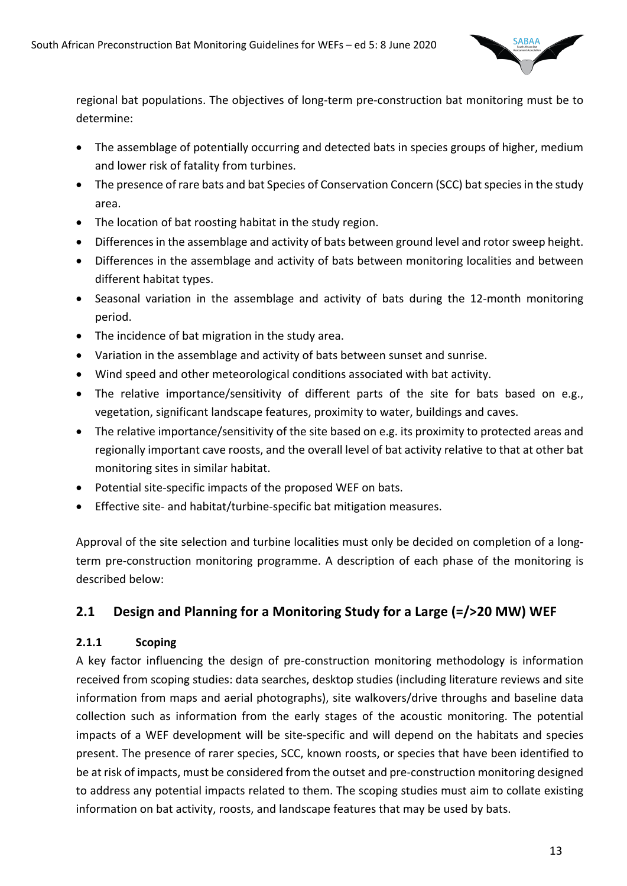regional bat populations. The objectives of long-term pre-construction bat monitoring must be to determine:

- The assemblage of potentially occurring and detected bats in species groups of higher, medium and lower risk of fatality from turbines.
- The presence of rare bats and bat Species of Conservation Concern (SCC) bat species in the study area.
- The location of bat roosting habitat in the study region.
- Differences in the assemblage and activity of bats between ground level and rotor sweep height.
- Differences in the assemblage and activity of bats between monitoring localities and between different habitat types.
- Seasonal variation in the assemblage and activity of bats during the 12-month monitoring period.
- The incidence of bat migration in the study area.
- Variation in the assemblage and activity of bats between sunset and sunrise.
- Wind speed and other meteorological conditions associated with bat activity.
- The relative importance/sensitivity of different parts of the site for bats based on e.g., vegetation, significant landscape features, proximity to water, buildings and caves.
- The relative importance/sensitivity of the site based on e.g. its proximity to protected areas and regionally important cave roosts, and the overall level of bat activity relative to that at other bat monitoring sites in similar habitat.
- Potential site-specific impacts of the proposed WEF on bats.
- Effective site- and habitat/turbine-specific bat mitigation measures.

Approval of the site selection and turbine localities must only be decided on completion of a long-term pre-construction monitoring programme. A description of each phase of the monitoring is described below:

## 2.1 Design and Planning for a Monitoring Study for a Large (=/>20 MW) WEF

### 2.1.1 Scoping

A key factor influencing the design of pre-construction monitoring methodology is information received from scoping studies: data searches, desktop studies (including literature reviews and site information from maps and aerial photographs), site walkovers/drive throughs and baseline data collection such as information from the early stages of the acoustic monitoring. The potential impacts of a WEF development will be site-specific and will depend on the habitats and species present. The presence of rarer species, SCC, known roosts, or species that have been identified to be at risk of impacts, must be considered from the outset and pre-construction monitoring designed to address any potential impacts related to them. The scoping studies must aim to collate existing information on bat activity, roosts, and landscape features that may be used by bats.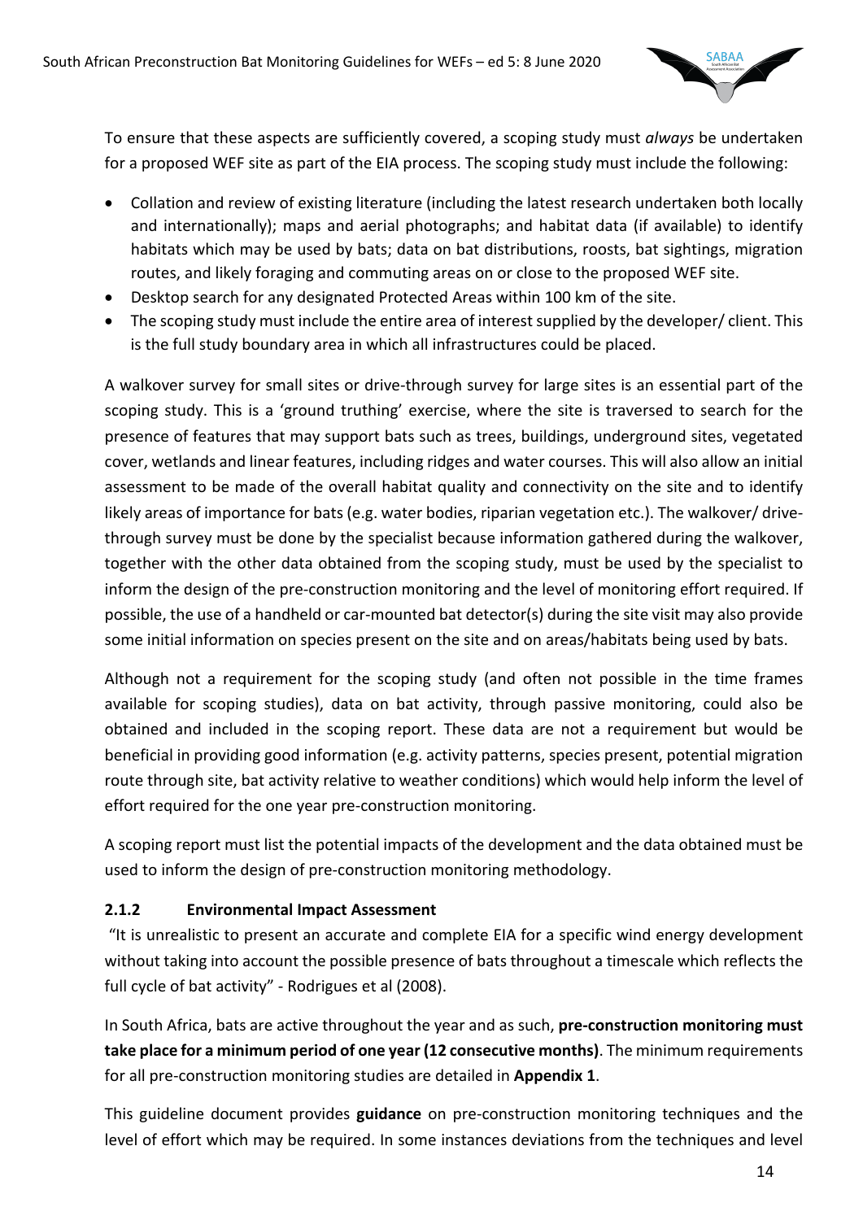To ensure that these aspects are sufficiently covered, a scoping study must *always* be undertaken for a proposed WEF site as part of the EIA process. The scoping study must include the following:

- Collation and review of existing literature (including the latest research undertaken both locally and internationally); maps and aerial photographs; and habitat data (if available) to identify habitats which may be used by bats; data on bat distributions, roosts, bat sightings, migration routes, and likely foraging and commuting areas on or close to the proposed WEF site.
- Desktop search for any designated Protected Areas within 100 km of the site.
- The scoping study must include the entire area of interest supplied by the developer/ client. This is the full study boundary area in which all infrastructures could be placed.

A walkover survey for small sites or drive-through survey for large sites is an essential part of the scoping study. This is a 'ground truthing' exercise, where the site is traversed to search for the presence of features that may support bats such as trees, buildings, underground sites, vegetated cover, wetlands and linear features, including ridges and water courses. This will also allow an initial assessment to be made of the overall habitat quality and connectivity on the site and to identify likely areas of importance for bats (e.g. water bodies, riparian vegetation etc.). The walkover/ drive-through survey must be done by the specialist because information gathered during the walkover, together with the other data obtained from the scoping study, must be used by the specialist to inform the design of the pre-construction monitoring and the level of monitoring effort required. If possible, the use of a handheld or car-mounted bat detector(s) during the site visit may also provide some initial information on species present on the site and on areas/habitats being used by bats.

Although not a requirement for the scoping study (and often not possible in the time frames available for scoping studies), data on bat activity, through passive monitoring, could also be obtained and included in the scoping report. These data are not a requirement but would be beneficial in providing good information (e.g. activity patterns, species present, potential migration route through site, bat activity relative to weather conditions) which would help inform the level of effort required for the one year pre-construction monitoring.

A scoping report must list the potential impacts of the development and the data obtained must be used to inform the design of pre-construction monitoring methodology.

### 2.1.2 Environmental Impact Assessment

"It is unrealistic to present an accurate and complete EIA for a specific wind energy development without taking into account the possible presence of bats throughout a timescale which reflects the full cycle of bat activity" - Rodrigues et al (2008).

In South Africa, bats are active throughout the year and as such, **pre-construction monitoring must take place for a minimum period of one year (12 consecutive months)**. The minimum requirements for all pre-construction monitoring studies are detailed in **Appendix 1**.

This guideline document provides **guidance** on pre-construction monitoring techniques and the level of effort which may be required. In some instances deviations from the techniques and level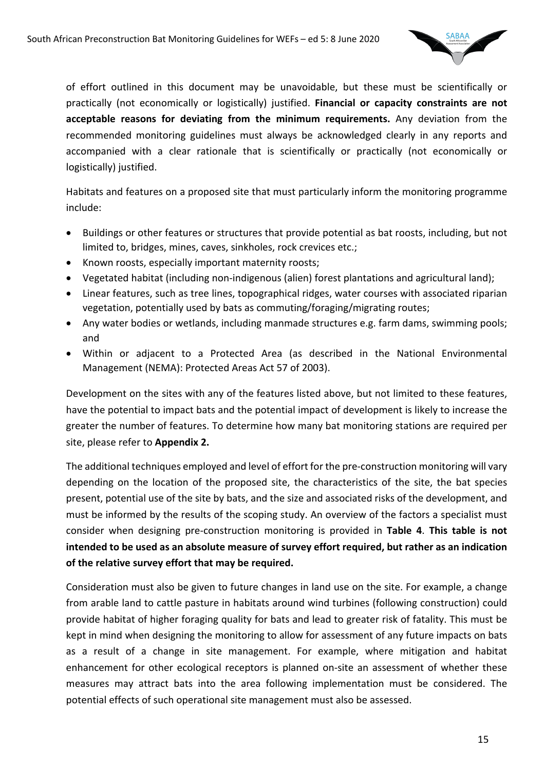of effort outlined in this document may be unavoidable, but these must be scientifically or practically (not economically or logistically) justified. **Financial or capacity constraints are not acceptable reasons for deviating from the minimum requirements.** Any deviation from the recommended monitoring guidelines must always be acknowledged clearly in any reports and accompanied with a clear rationale that is scientifically or practically (not economically or logistically) justified.

Habitats and features on a proposed site that must particularly inform the monitoring programme include:

- Buildings or other features or structures that provide potential as bat roosts, including, but not limited to, bridges, mines, caves, sinkholes, rock crevices etc.;
- Known roosts, especially important maternity roosts;
- Vegetated habitat (including non-indigenous (alien) forest plantations and agricultural land);
- Linear features, such as tree lines, topographical ridges, water courses with associated riparian vegetation, potentially used by bats as commuting/foraging/migrating routes;
- Any water bodies or wetlands, including manmade structures e.g. farm dams, swimming pools; and
- Within or adjacent to a Protected Area (as described in the National Environmental Management (NEMA): Protected Areas Act 57 of 2003).

Development on the sites with any of the features listed above, but not limited to these features, have the potential to impact bats and the potential impact of development is likely to increase the greater the number of features. To determine how many bat monitoring stations are required per site, please refer to **Appendix 2.**

The additional techniques employed and level of effort for the pre-construction monitoring will vary depending on the location of the proposed site, the characteristics of the site, the bat species present, potential use of the site by bats, and the size and associated risks of the development, and must be informed by the results of the scoping study. An overview of the factors a specialist must consider when designing pre-construction monitoring is provided in **Table 4**. **This table is not intended to be used as an absolute measure of survey effort required, but rather as an indication of the relative survey effort that may be required.**

Consideration must also be given to future changes in land use on the site. For example, a change from arable land to cattle pasture in habitats around wind turbines (following construction) could provide habitat of higher foraging quality for bats and lead to greater risk of fatality. This must be kept in mind when designing the monitoring to allow for assessment of any future impacts on bats as a result of a change in site management. For example, where mitigation and habitat enhancement for other ecological receptors is planned on-site an assessment of whether these measures may attract bats into the area following implementation must be considered. The potential effects of such operational site management must also be assessed.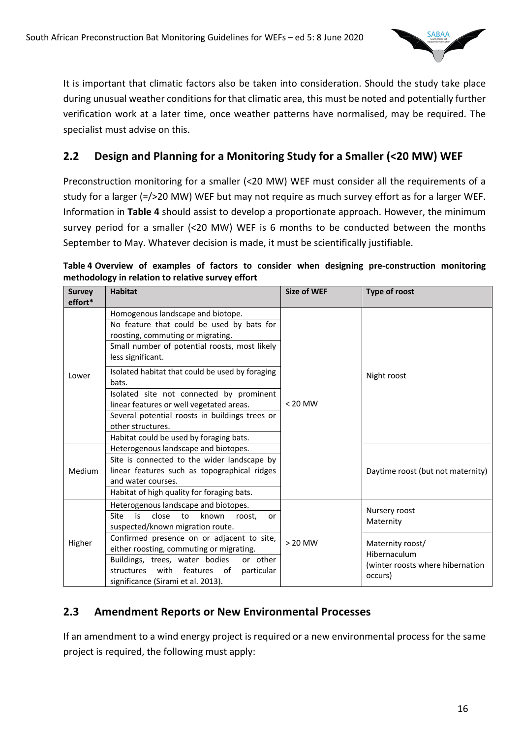It is important that climatic factors also be taken into consideration. Should the study take place during unusual weather conditions for that climatic area, this must be noted and potentially further verification work at a later time, once weather patterns have normalised, may be required. The specialist must advise on this.

## 2.2 Design and Planning for a Monitoring Study for a Smaller (<20 MW) WEF

Preconstruction monitoring for a smaller (<20 MW) WEF must consider all the requirements of a study for a larger (=/>20 MW) WEF but may not require as much survey effort as for a larger WEF. Information in **Table 4** should assist to develop a proportionate approach. However, the minimum survey period for a smaller (<20 MW) WEF is 6 months to be conducted between the months September to May. Whatever decision is made, it must be scientifically justifiable.

**Table 4 Overview of examples of factors to consider when designing pre-construction monitoring methodology in relation to relative survey effort**

| Survey effort* | Habitat | Size of WEF | Type of roost |
|---|---|---|---|
| Lower | Homogenous landscape and biotope. | < 20 MW | Night roost |
| | No feature that could be used by bats for roosting, commuting or migrating. | | |
| | Small number of potential roosts, most likely less significant. | | |
| | Isolated habitat that could be used by foraging bats. | | |
| | Isolated site not connected by prominent linear features or well vegetated areas. | | |
| | Several potential roosts in buildings trees or other structures. | | |
| | Habitat could be used by foraging bats. | | |
| Medium | Heterogenous landscape and biotopes. | | Daytime roost (but not maternity) |
| | Site is connected to the wider landscape by linear features such as topographical ridges and water courses. | | |
| | Habitat of high quality for foraging bats. | | |
| Higher | Heterogenous landscape and biotopes. | > 20 MW | Nursery roost<br>Maternity |
| | Site is close to known roost, or suspected/known migration route. | | |
| | Confirmed presence on or adjacent to site, either roosting, commuting or migrating. | | Maternity roost/<br>Hibernaculum<br>(winter roosts where hibernation occurs) |
| | Buildings, trees, water bodies or other structures with features of particular significance (Sirami et al. 2013). | | |

## 2.3 Amendment Reports or New Environmental Processes

If an amendment to a wind energy project is required or a new environmental process for the same project is required, the following must apply: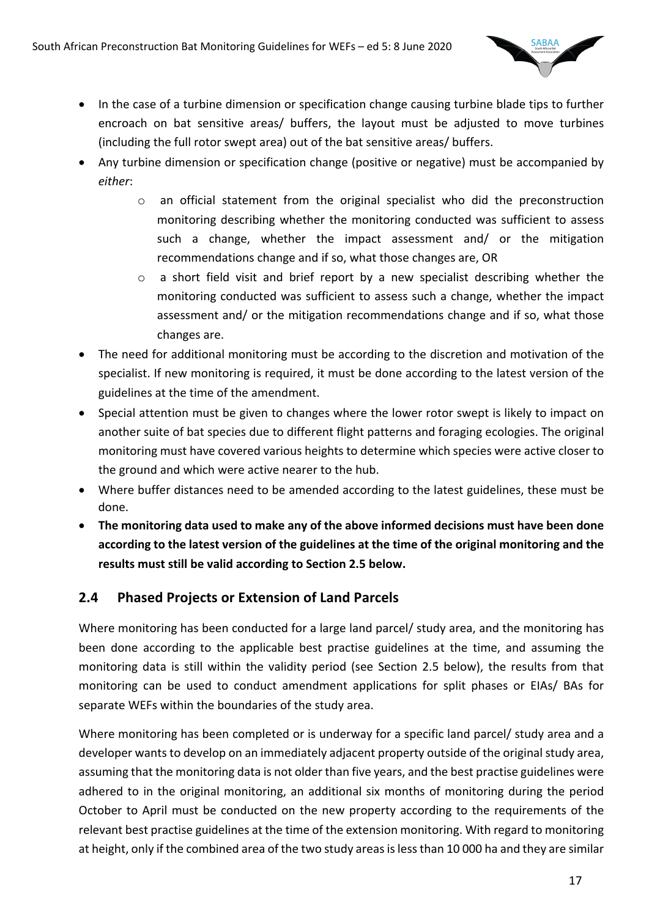- In the case of a turbine dimension or specification change causing turbine blade tips to further encroach on bat sensitive areas/ buffers, the layout must be adjusted to move turbines (including the full rotor swept area) out of the bat sensitive areas/ buffers.
- Any turbine dimension or specification change (positive or negative) must be accompanied by *either*:
    - an official statement from the original specialist who did the preconstruction monitoring describing whether the monitoring conducted was sufficient to assess such a change, whether the impact assessment and/ or the mitigation recommendations change and if so, what those changes are, OR
    - a short field visit and brief report by a new specialist describing whether the monitoring conducted was sufficient to assess such a change, whether the impact assessment and/ or the mitigation recommendations change and if so, what those changes are.
- The need for additional monitoring must be according to the discretion and motivation of the specialist. If new monitoring is required, it must be done according to the latest version of the guidelines at the time of the amendment.
- Special attention must be given to changes where the lower rotor swept is likely to impact on another suite of bat species due to different flight patterns and foraging ecologies. The original monitoring must have covered various heights to determine which species were active closer to the ground and which were active nearer to the hub.
- Where buffer distances need to be amended according to the latest guidelines, these must be done.
- **The monitoring data used to make any of the above informed decisions must have been done according to the latest version of the guidelines at the time of the original monitoring and the results must still be valid according to Section 2.5 below.**

## 2.4 Phased Projects or Extension of Land Parcels

Where monitoring has been conducted for a large land parcel/ study area, and the monitoring has been done according to the applicable best practise guidelines at the time, and assuming the monitoring data is still within the validity period (see Section 2.5 below), the results from that monitoring can be used to conduct amendment applications for split phases or EIAs/ BAs for separate WEFs within the boundaries of the study area.

Where monitoring has been completed or is underway for a specific land parcel/ study area and a developer wants to develop on an immediately adjacent property outside of the original study area, assuming that the monitoring data is not older than five years, and the best practise guidelines were adhered to in the original monitoring, an additional six months of monitoring during the period October to April must be conducted on the new property according to the requirements of the relevant best practise guidelines at the time of the extension monitoring. With regard to monitoring at height, only if the combined area of the two study areas is less than 10 000 ha and they are similar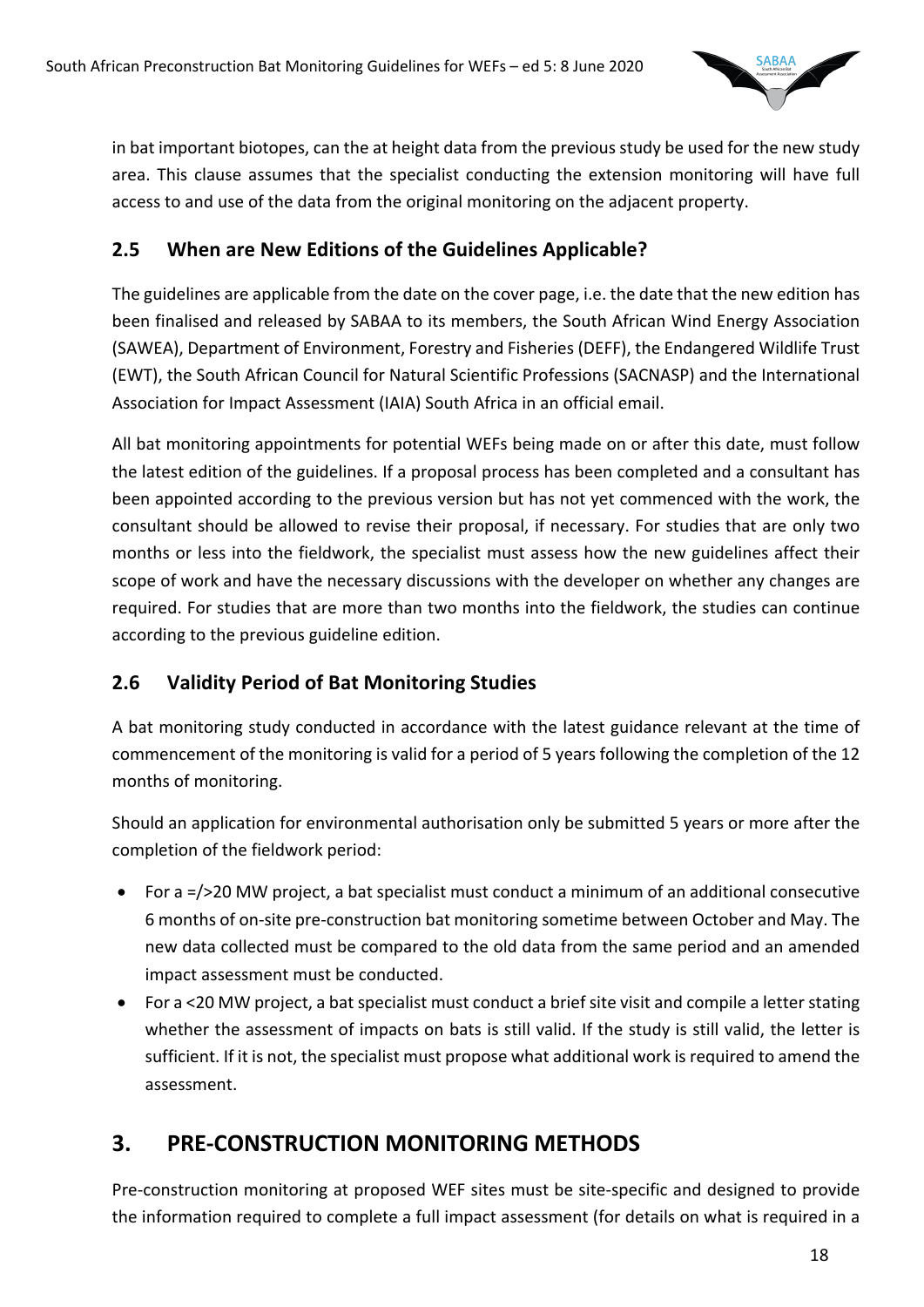in bat important biotopes, can the at height data from the previous study be used for the new study area. This clause assumes that the specialist conducting the extension monitoring will have full access to and use of the data from the original monitoring on the adjacent property.

## 2.5 When are New Editions of the Guidelines Applicable?

The guidelines are applicable from the date on the cover page, i.e. the date that the new edition has been finalised and released by SABAA to its members, the South African Wind Energy Association (SAWEA), Department of Environment, Forestry and Fisheries (DEFF), the Endangered Wildlife Trust (EWT), the South African Council for Natural Scientific Professions (SACNASP) and the International Association for Impact Assessment (IAIA) South Africa in an official email.

All bat monitoring appointments for potential WEFs being made on or after this date, must follow the latest edition of the guidelines. If a proposal process has been completed and a consultant has been appointed according to the previous version but has not yet commenced with the work, the consultant should be allowed to revise their proposal, if necessary. For studies that are only two months or less into the fieldwork, the specialist must assess how the new guidelines affect their scope of work and have the necessary discussions with the developer on whether any changes are required. For studies that are more than two months into the fieldwork, the studies can continue according to the previous guideline edition.

## 2.6 Validity Period of Bat Monitoring Studies

A bat monitoring study conducted in accordance with the latest guidance relevant at the time of commencement of the monitoring is valid for a period of 5 years following the completion of the 12 months of monitoring.

Should an application for environmental authorisation only be submitted 5 years or more after the completion of the fieldwork period:

- For a =/>20 MW project, a bat specialist must conduct a minimum of an additional consecutive 6 months of on-site pre-construction bat monitoring sometime between October and May. The new data collected must be compared to the old data from the same period and an amended impact assessment must be conducted.
- For a <20 MW project, a bat specialist must conduct a brief site visit and compile a letter stating whether the assessment of impacts on bats is still valid. If the study is still valid, the letter is sufficient. If it is not, the specialist must propose what additional work is required to amend the assessment.

# 3. PRE-CONSTRUCTION MONITORING METHODS

Pre-construction monitoring at proposed WEF sites must be site-specific and designed to provide the information required to complete a full impact assessment (for details on what is required in a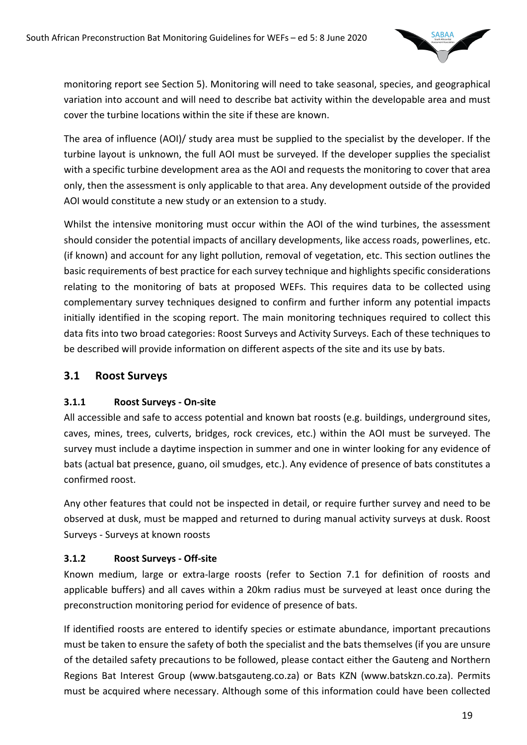monitoring report see Section 5). Monitoring will need to take seasonal, species, and geographical variation into account and will need to describe bat activity within the developable area and must cover the turbine locations within the site if these are known.

The area of influence (AOI)/ study area must be supplied to the specialist by the developer. If the turbine layout is unknown, the full AOI must be surveyed. If the developer supplies the specialist with a specific turbine development area as the AOI and requests the monitoring to cover that area only, then the assessment is only applicable to that area. Any development outside of the provided AOI would constitute a new study or an extension to a study.

Whilst the intensive monitoring must occur within the AOI of the wind turbines, the assessment should consider the potential impacts of ancillary developments, like access roads, powerlines, etc. (if known) and account for any light pollution, removal of vegetation, etc. This section outlines the basic requirements of best practice for each survey technique and highlights specific considerations relating to the monitoring of bats at proposed WEFs. This requires data to be collected using complementary survey techniques designed to confirm and further inform any potential impacts initially identified in the scoping report. The main monitoring techniques required to collect this data fits into two broad categories: Roost Surveys and Activity Surveys. Each of these techniques to be described will provide information on different aspects of the site and its use by bats.

## 3.1 Roost Surveys

### 3.1.1 Roost Surveys - On-site

All accessible and safe to access potential and known bat roosts (e.g. buildings, underground sites, caves, mines, trees, culverts, bridges, rock crevices, etc.) within the AOI must be surveyed. The survey must include a daytime inspection in summer and one in winter looking for any evidence of bats (actual bat presence, guano, oil smudges, etc.). Any evidence of presence of bats constitutes a confirmed roost.

Any other features that could not be inspected in detail, or require further survey and need to be observed at dusk, must be mapped and returned to during manual activity surveys at dusk. Roost Surveys - Surveys at known roosts

### 3.1.2 Roost Surveys - Off-site

Known medium, large or extra-large roosts (refer to Section 7.1 for definition of roosts and applicable buffers) and all caves within a 20km radius must be surveyed at least once during the preconstruction monitoring period for evidence of presence of bats.

If identified roosts are entered to identify species or estimate abundance, important precautions must be taken to ensure the safety of both the specialist and the bats themselves (if you are unsure of the detailed safety precautions to be followed, please contact either the Gauteng and Northern Regions Bat Interest Group (www.batsgauteng.co.za) or Bats KZN (www.batskzn.co.za). Permits must be acquired where necessary. Although some of this information could have been collected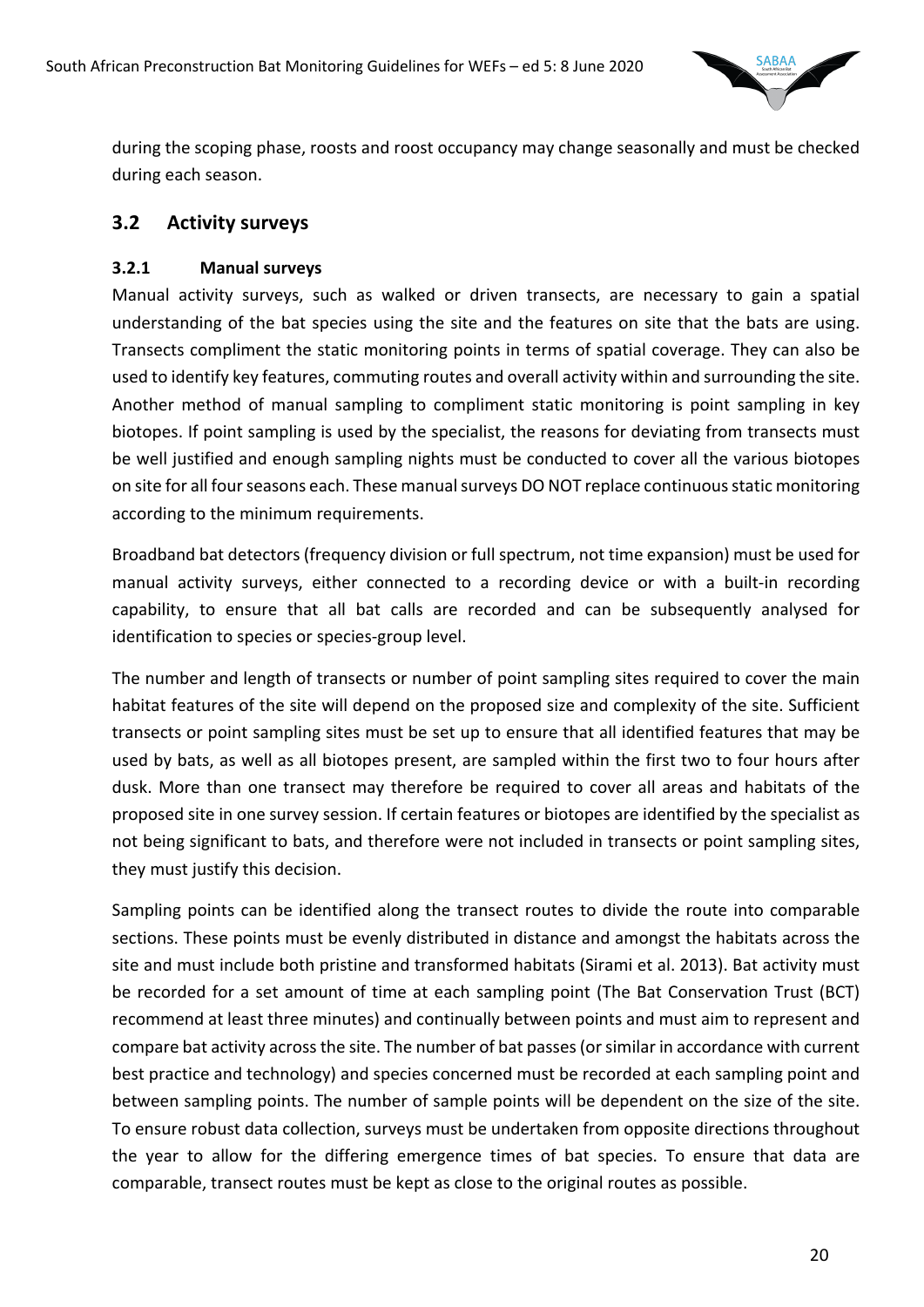during the scoping phase, roosts and roost occupancy may change seasonally and must be checked during each season.

## 3.2 Activity surveys

### 3.2.1 Manual surveys

Manual activity surveys, such as walked or driven transects, are necessary to gain a spatial understanding of the bat species using the site and the features on site that the bats are using. Transects compliment the static monitoring points in terms of spatial coverage. They can also be used to identify key features, commuting routes and overall activity within and surrounding the site. Another method of manual sampling to compliment static monitoring is point sampling in key biotopes. If point sampling is used by the specialist, the reasons for deviating from transects must be well justified and enough sampling nights must be conducted to cover all the various biotopes on site for all four seasons each. These manual surveys DO NOT replace continuous static monitoring according to the minimum requirements.

Broadband bat detectors (frequency division or full spectrum, not time expansion) must be used for manual activity surveys, either connected to a recording device or with a built-in recording capability, to ensure that all bat calls are recorded and can be subsequently analysed for identification to species or species-group level.

The number and length of transects or number of point sampling sites required to cover the main habitat features of the site will depend on the proposed size and complexity of the site. Sufficient transects or point sampling sites must be set up to ensure that all identified features that may be used by bats, as well as all biotopes present, are sampled within the first two to four hours after dusk. More than one transect may therefore be required to cover all areas and habitats of the proposed site in one survey session. If certain features or biotopes are identified by the specialist as not being significant to bats, and therefore were not included in transects or point sampling sites, they must justify this decision.

Sampling points can be identified along the transect routes to divide the route into comparable sections. These points must be evenly distributed in distance and amongst the habitats across the site and must include both pristine and transformed habitats (Sirami et al. 2013). Bat activity must be recorded for a set amount of time at each sampling point (The Bat Conservation Trust (BCT) recommend at least three minutes) and continually between points and must aim to represent and compare bat activity across the site. The number of bat passes (or similar in accordance with current best practice and technology) and species concerned must be recorded at each sampling point and between sampling points. The number of sample points will be dependent on the size of the site. To ensure robust data collection, surveys must be undertaken from opposite directions throughout the year to allow for the differing emergence times of bat species. To ensure that data are comparable, transect routes must be kept as close to the original routes as possible.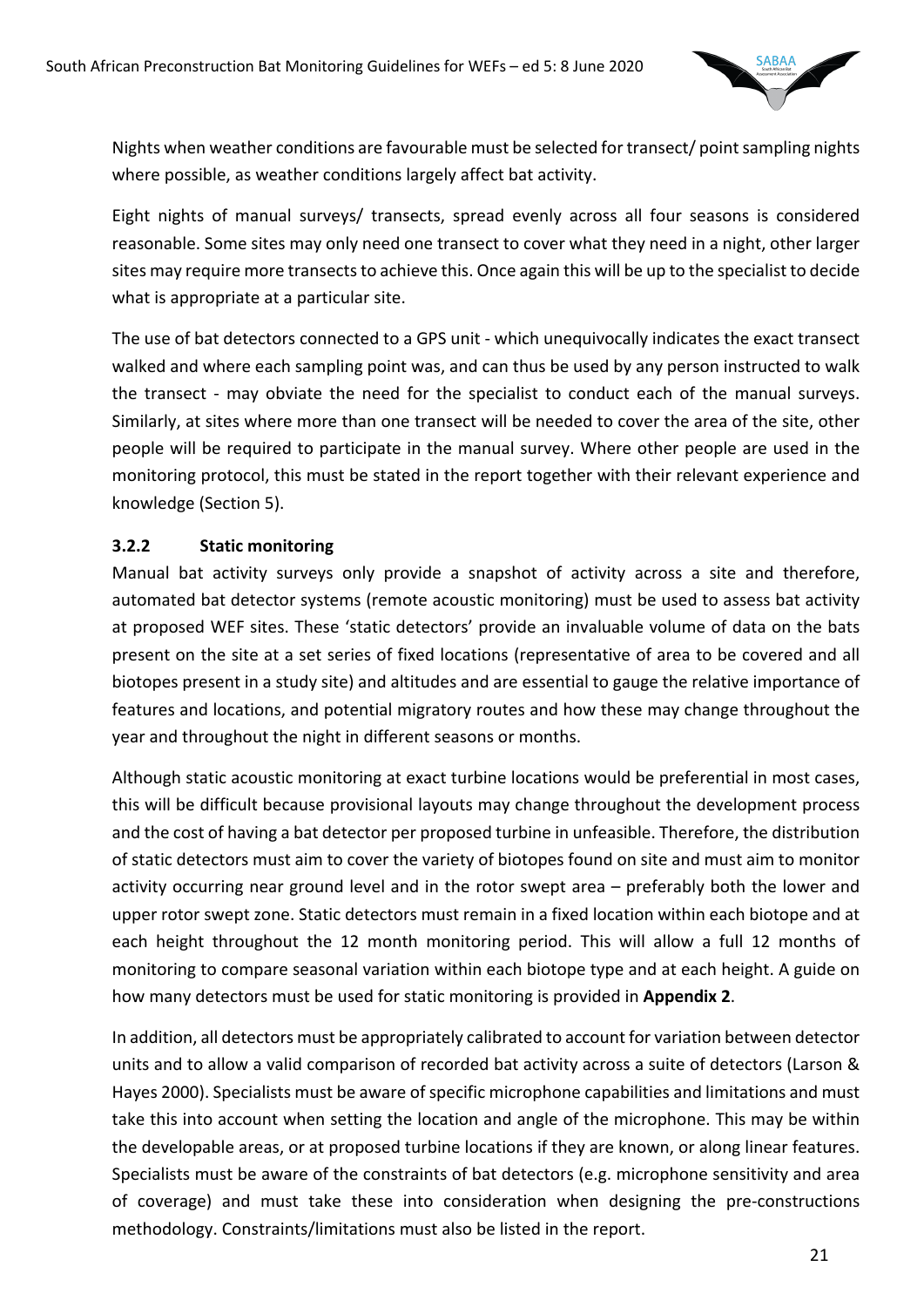Nights when weather conditions are favourable must be selected for transect/ point sampling nights where possible, as weather conditions largely affect bat activity.

Eight nights of manual surveys/ transects, spread evenly across all four seasons is considered reasonable. Some sites may only need one transect to cover what they need in a night, other larger sites may require more transects to achieve this. Once again this will be up to the specialist to decide what is appropriate at a particular site.

The use of bat detectors connected to a GPS unit - which unequivocally indicates the exact transect walked and where each sampling point was, and can thus be used by any person instructed to walk the transect - may obviate the need for the specialist to conduct each of the manual surveys. Similarly, at sites where more than one transect will be needed to cover the area of the site, other people will be required to participate in the manual survey. Where other people are used in the monitoring protocol, this must be stated in the report together with their relevant experience and knowledge (Section 5).

### 3.2.2 Static monitoring

Manual bat activity surveys only provide a snapshot of activity across a site and therefore, automated bat detector systems (remote acoustic monitoring) must be used to assess bat activity at proposed WEF sites. These 'static detectors' provide an invaluable volume of data on the bats present on the site at a set series of fixed locations (representative of area to be covered and all biotopes present in a study site) and altitudes and are essential to gauge the relative importance of features and locations, and potential migratory routes and how these may change throughout the year and throughout the night in different seasons or months.

Although static acoustic monitoring at exact turbine locations would be preferential in most cases, this will be difficult because provisional layouts may change throughout the development process and the cost of having a bat detector per proposed turbine in unfeasible. Therefore, the distribution of static detectors must aim to cover the variety of biotopes found on site and must aim to monitor activity occurring near ground level and in the rotor swept area – preferably both the lower and upper rotor swept zone. Static detectors must remain in a fixed location within each biotope and at each height throughout the 12 month monitoring period. This will allow a full 12 months of monitoring to compare seasonal variation within each biotope type and at each height. A guide on how many detectors must be used for static monitoring is provided in **Appendix 2**.

In addition, all detectors must be appropriately calibrated to account for variation between detector units and to allow a valid comparison of recorded bat activity across a suite of detectors (Larson & Hayes 2000). Specialists must be aware of specific microphone capabilities and limitations and must take this into account when setting the location and angle of the microphone. This may be within the developable areas, or at proposed turbine locations if they are known, or along linear features. Specialists must be aware of the constraints of bat detectors (e.g. microphone sensitivity and area of coverage) and must take these into consideration when designing the pre-constructions methodology. Constraints/limitations must also be listed in the report.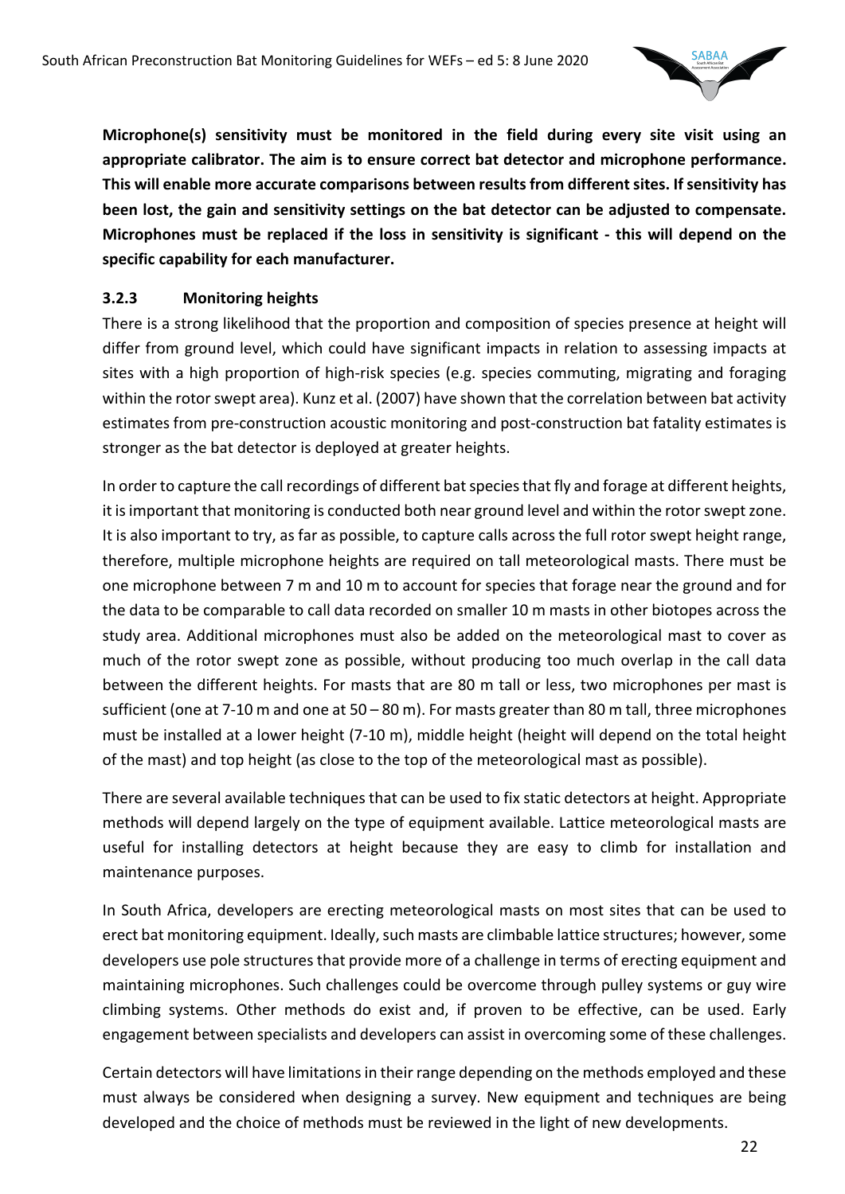**Microphone(s) sensitivity must be monitored in the field during every site visit using an appropriate calibrator. The aim is to ensure correct bat detector and microphone performance. This will enable more accurate comparisons between results from different sites. If sensitivity has been lost, the gain and sensitivity settings on the bat detector can be adjusted to compensate. Microphones must be replaced if the loss in sensitivity is significant - this will depend on the specific capability for each manufacturer.**

### 3.2.3 Monitoring heights

There is a strong likelihood that the proportion and composition of species presence at height will differ from ground level, which could have significant impacts in relation to assessing impacts at sites with a high proportion of high-risk species (e.g. species commuting, migrating and foraging within the rotor swept area). Kunz et al. (2007) have shown that the correlation between bat activity estimates from pre-construction acoustic monitoring and post-construction bat fatality estimates is stronger as the bat detector is deployed at greater heights.

In order to capture the call recordings of different bat species that fly and forage at different heights, it is important that monitoring is conducted both near ground level and within the rotor swept zone. It is also important to try, as far as possible, to capture calls across the full rotor swept height range, therefore, multiple microphone heights are required on tall meteorological masts. There must be one microphone between 7 m and 10 m to account for species that forage near the ground and for the data to be comparable to call data recorded on smaller 10 m masts in other biotopes across the study area. Additional microphones must also be added on the meteorological mast to cover as much of the rotor swept zone as possible, without producing too much overlap in the call data between the different heights. For masts that are 80 m tall or less, two microphones per mast is sufficient (one at 7-10 m and one at 50 – 80 m). For masts greater than 80 m tall, three microphones must be installed at a lower height (7-10 m), middle height (height will depend on the total height of the mast) and top height (as close to the top of the meteorological mast as possible).

There are several available techniques that can be used to fix static detectors at height. Appropriate methods will depend largely on the type of equipment available. Lattice meteorological masts are useful for installing detectors at height because they are easy to climb for installation and maintenance purposes.

In South Africa, developers are erecting meteorological masts on most sites that can be used to erect bat monitoring equipment. Ideally, such masts are climbable lattice structures; however, some developers use pole structures that provide more of a challenge in terms of erecting equipment and maintaining microphones. Such challenges could be overcome through pulley systems or guy wire climbing systems. Other methods do exist and, if proven to be effective, can be used. Early engagement between specialists and developers can assist in overcoming some of these challenges.

Certain detectors will have limitations in their range depending on the methods employed and these must always be considered when designing a survey. New equipment and techniques are being developed and the choice of methods must be reviewed in the light of new developments.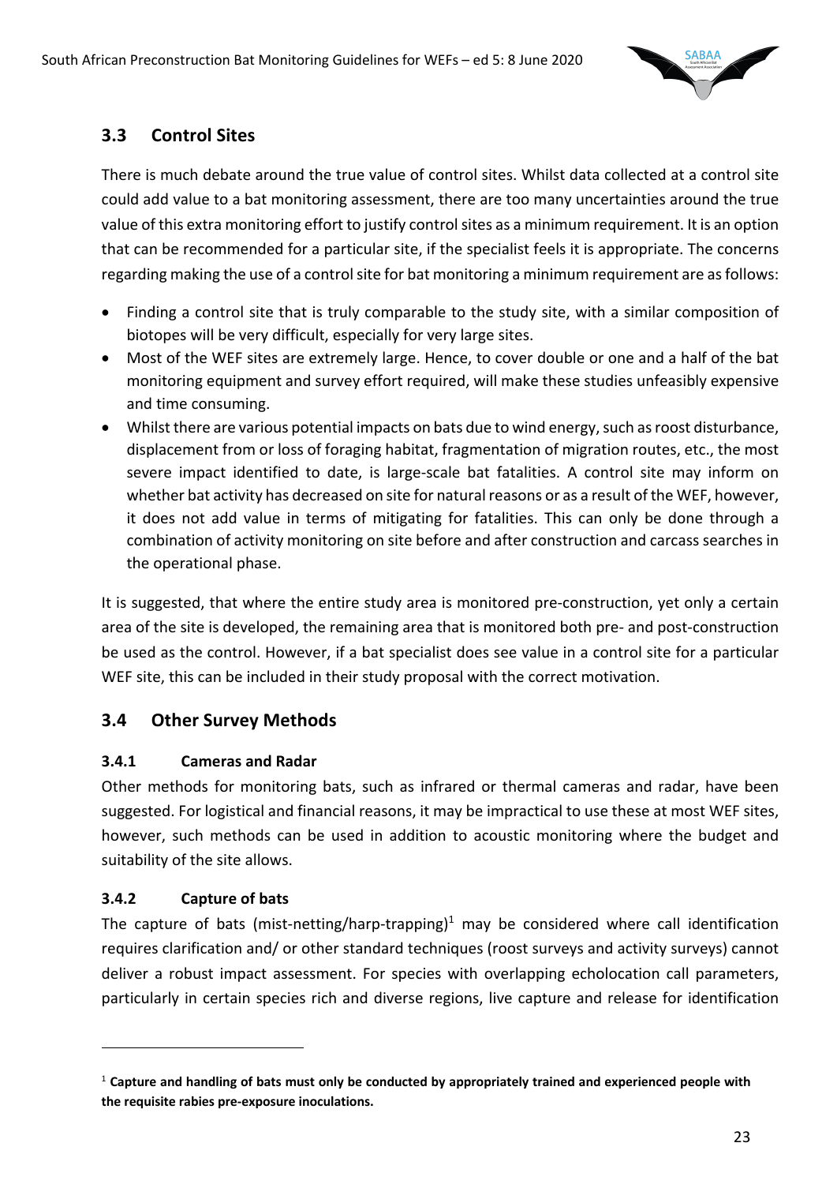## 3.3 Control Sites

There is much debate around the true value of control sites. Whilst data collected at a control site could add value to a bat monitoring assessment, there are too many uncertainties around the true value of this extra monitoring effort to justify control sites as a minimum requirement. It is an option that can be recommended for a particular site, if the specialist feels it is appropriate. The concerns regarding making the use of a control site for bat monitoring a minimum requirement are as follows:

- Finding a control site that is truly comparable to the study site, with a similar composition of biotopes will be very difficult, especially for very large sites.
- Most of the WEF sites are extremely large. Hence, to cover double or one and a half of the bat monitoring equipment and survey effort required, will make these studies unfeasibly expensive and time consuming.
- Whilst there are various potential impacts on bats due to wind energy, such as roost disturbance, displacement from or loss of foraging habitat, fragmentation of migration routes, etc., the most severe impact identified to date, is large-scale bat fatalities. A control site may inform on whether bat activity has decreased on site for natural reasons or as a result of the WEF, however, it does not add value in terms of mitigating for fatalities. This can only be done through a combination of activity monitoring on site before and after construction and carcass searches in the operational phase.

It is suggested, that where the entire study area is monitored pre-construction, yet only a certain area of the site is developed, the remaining area that is monitored both pre- and post-construction be used as the control. However, if a bat specialist does see value in a control site for a particular WEF site, this can be included in their study proposal with the correct motivation.

## 3.4 Other Survey Methods

### 3.4.1 Cameras and Radar

Other methods for monitoring bats, such as infrared or thermal cameras and radar, have been suggested. For logistical and financial reasons, it may be impractical to use these at most WEF sites, however, such methods can be used in addition to acoustic monitoring where the budget and suitability of the site allows.

### 3.4.2 Capture of bats

The capture of bats (mist-netting/harp-trapping)[1] may be considered where call identification requires clarification and/ or other standard techniques (roost surveys and activity surveys) cannot deliver a robust impact assessment. For species with overlapping echolocation call parameters, particularly in certain species rich and diverse regions, live capture and release for identification

---

[1] **Capture and handling of bats must only be conducted by appropriately trained and experienced people with the requisite rabies pre-exposure inoculations.**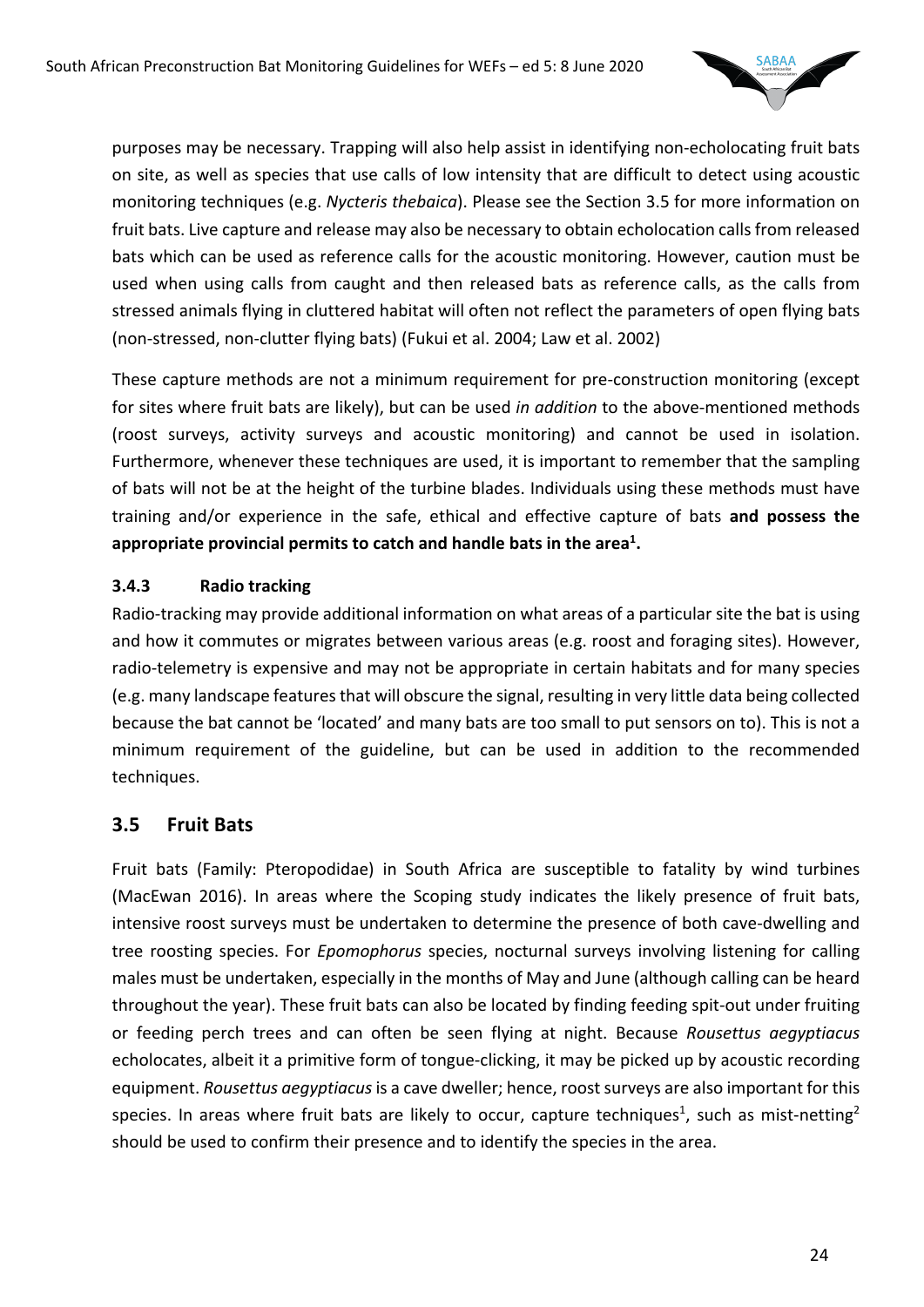purposes may be necessary. Trapping will also help assist in identifying non-echolocating fruit bats on site, as well as species that use calls of low intensity that are difficult to detect using acoustic monitoring techniques (e.g. *Nycteris thebaica*). Please see the Section 3.5 for more information on fruit bats. Live capture and release may also be necessary to obtain echolocation calls from released bats which can be used as reference calls for the acoustic monitoring. However, caution must be used when using calls from caught and then released bats as reference calls, as the calls from stressed animals flying in cluttered habitat will often not reflect the parameters of open flying bats (non-stressed, non-clutter flying bats) (Fukui et al. 2004; Law et al. 2002)

These capture methods are not a minimum requirement for pre-construction monitoring (except for sites where fruit bats are likely), but can be used *in addition* to the above-mentioned methods (roost surveys, activity surveys and acoustic monitoring) and cannot be used in isolation. Furthermore, whenever these techniques are used, it is important to remember that the sampling of bats will not be at the height of the turbine blades. Individuals using these methods must have training and/or experience in the safe, ethical and effective capture of bats **and possess the appropriate provincial permits to catch and handle bats in the area[1].**

### 3.4.3 Radio tracking

Radio-tracking may provide additional information on what areas of a particular site the bat is using and how it commutes or migrates between various areas (e.g. roost and foraging sites). However, radio-telemetry is expensive and may not be appropriate in certain habitats and for many species (e.g. many landscape features that will obscure the signal, resulting in very little data being collected because the bat cannot be 'located' and many bats are too small to put sensors on to). This is not a minimum requirement of the guideline, but can be used in addition to the recommended techniques.

## 3.5 Fruit Bats

Fruit bats (Family: Pteropodidae) in South Africa are susceptible to fatality by wind turbines (MacEwan 2016). In areas where the Scoping study indicates the likely presence of fruit bats, intensive roost surveys must be undertaken to determine the presence of both cave-dwelling and tree roosting species. For *Epomophorus* species, nocturnal surveys involving listening for calling males must be undertaken, especially in the months of May and June (although calling can be heard throughout the year). These fruit bats can also be located by finding feeding spit-out under fruiting or feeding perch trees and can often be seen flying at night. Because *Rousettus aegyptiacus* echolocates, albeit it a primitive form of tongue-clicking, it may be picked up by acoustic recording equipment. *Rousettus aegyptiacus* is a cave dweller; hence, roost surveys are also important for this species. In areas where fruit bats are likely to occur, capture techniques[1], such as mist-netting[2] should be used to confirm their presence and to identify the species in the area.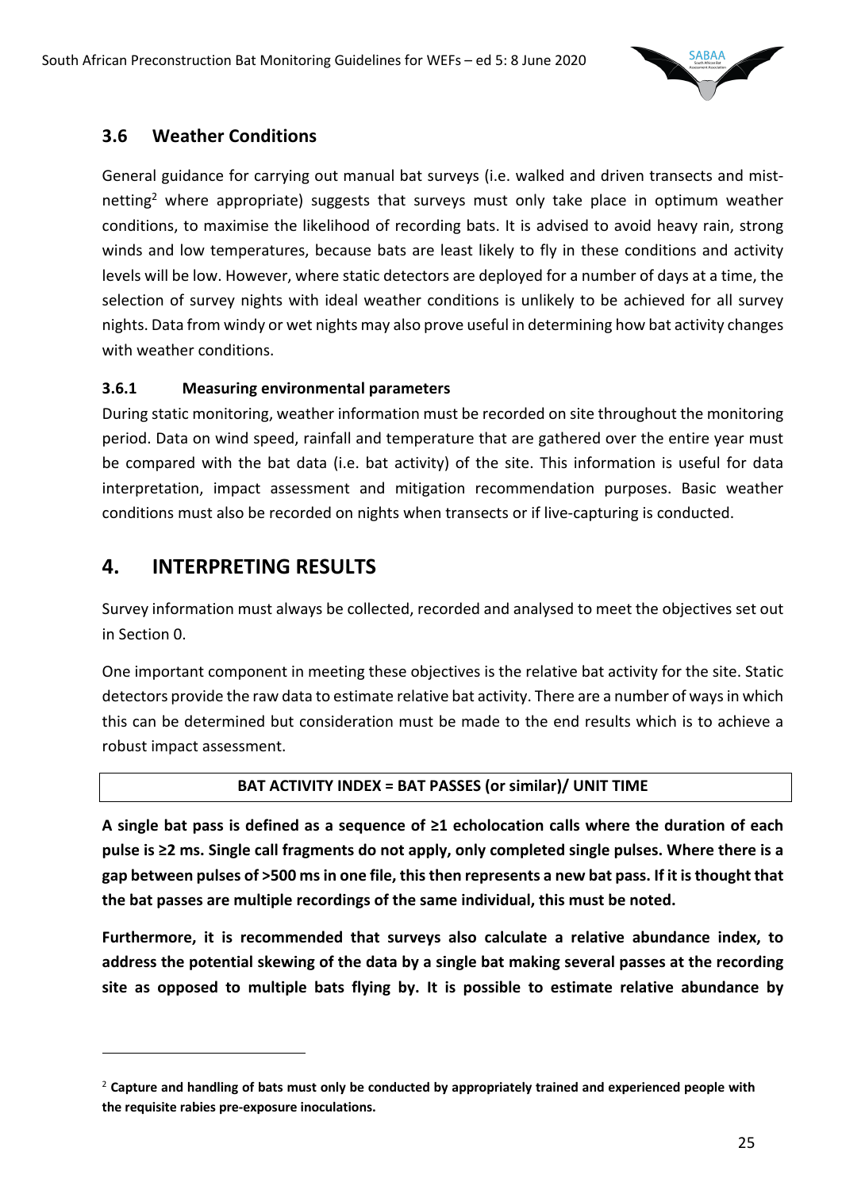## 3.6 Weather Conditions

General guidance for carrying out manual bat surveys (i.e. walked and driven transects and mist-netting[2] where appropriate) suggests that surveys must only take place in optimum weather conditions, to maximise the likelihood of recording bats. It is advised to avoid heavy rain, strong winds and low temperatures, because bats are least likely to fly in these conditions and activity levels will be low. However, where static detectors are deployed for a number of days at a time, the selection of survey nights with ideal weather conditions is unlikely to be achieved for all survey nights. Data from windy or wet nights may also prove useful in determining how bat activity changes with weather conditions.

### 3.6.1 Measuring environmental parameters

During static monitoring, weather information must be recorded on site throughout the monitoring period. Data on wind speed, rainfall and temperature that are gathered over the entire year must be compared with the bat data (i.e. bat activity) of the site. This information is useful for data interpretation, impact assessment and mitigation recommendation purposes. Basic weather conditions must also be recorded on nights when transects or if live-capturing is conducted.

# 4. INTERPRETING RESULTS

Survey information must always be collected, recorded and analysed to meet the objectives set out in Section 0.

One important component in meeting these objectives is the relative bat activity for the site. Static detectors provide the raw data to estimate relative bat activity. There are a number of ways in which this can be determined but consideration must be made to the end results which is to achieve a robust impact assessment.

| **BAT ACTIVITY INDEX = BAT PASSES (or similar)/ UNIT TIME** |
|---|

**A single bat pass is defined as a sequence of ≥1 echolocation calls where the duration of each pulse is ≥2 ms. Single call fragments do not apply, only completed single pulses. Where there is a gap between pulses of >500 ms in one file, this then represents a new bat pass. If it is thought that the bat passes are multiple recordings of the same individual, this must be noted.**

**Furthermore, it is recommended that surveys also calculate a relative abundance index, to address the potential skewing of the data by a single bat making several passes at the recording site as opposed to multiple bats flying by. It is possible to estimate relative abundance by**

[2] **Capture and handling of bats must only be conducted by appropriately trained and experienced people with the requisite rabies pre-exposure inoculations.**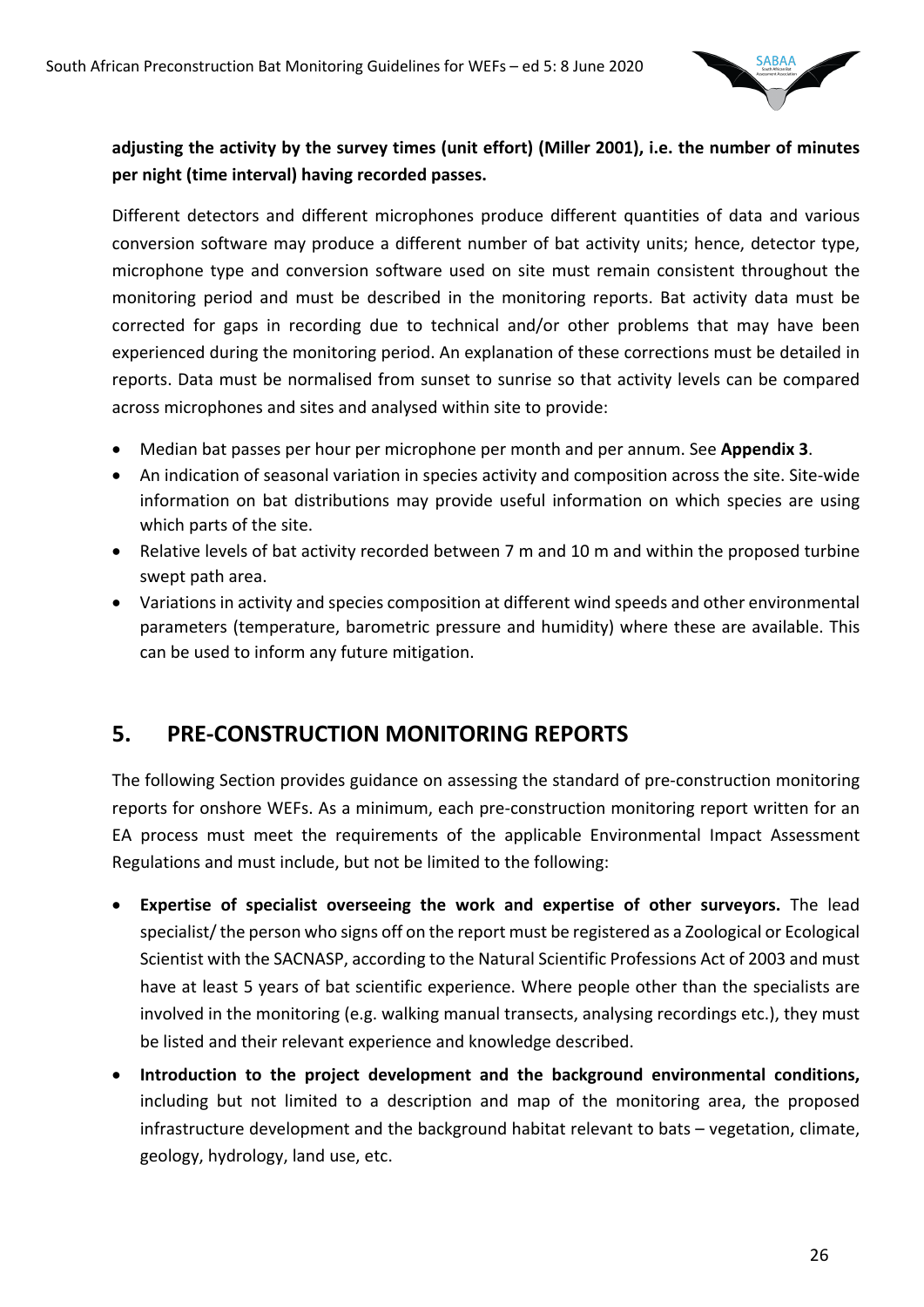**adjusting the activity by the survey times (unit effort) (Miller 2001), i.e. the number of minutes per night (time interval) having recorded passes.**

Different detectors and different microphones produce different quantities of data and various conversion software may produce a different number of bat activity units; hence, detector type, microphone type and conversion software used on site must remain consistent throughout the monitoring period and must be described in the monitoring reports. Bat activity data must be corrected for gaps in recording due to technical and/or other problems that may have been experienced during the monitoring period. An explanation of these corrections must be detailed in reports. Data must be normalised from sunset to sunrise so that activity levels can be compared across microphones and sites and analysed within site to provide:

- Median bat passes per hour per microphone per month and per annum. See **Appendix 3**.
- An indication of seasonal variation in species activity and composition across the site. Site-wide information on bat distributions may provide useful information on which species are using which parts of the site.
- Relative levels of bat activity recorded between 7 m and 10 m and within the proposed turbine swept path area.
- Variations in activity and species composition at different wind speeds and other environmental parameters (temperature, barometric pressure and humidity) where these are available. This can be used to inform any future mitigation.

## 5. PRE-CONSTRUCTION MONITORING REPORTS

The following Section provides guidance on assessing the standard of pre-construction monitoring reports for onshore WEFs. As a minimum, each pre-construction monitoring report written for an EA process must meet the requirements of the applicable Environmental Impact Assessment Regulations and must include, but not be limited to the following:

- **Expertise of specialist overseeing the work and expertise of other surveyors.** The lead specialist/ the person who signs off on the report must be registered as a Zoological or Ecological Scientist with the SACNASP, according to the Natural Scientific Professions Act of 2003 and must have at least 5 years of bat scientific experience. Where people other than the specialists are involved in the monitoring (e.g. walking manual transects, analysing recordings etc.), they must be listed and their relevant experience and knowledge described.
- **Introduction to the project development and the background environmental conditions,** including but not limited to a description and map of the monitoring area, the proposed infrastructure development and the background habitat relevant to bats – vegetation, climate, geology, hydrology, land use, etc.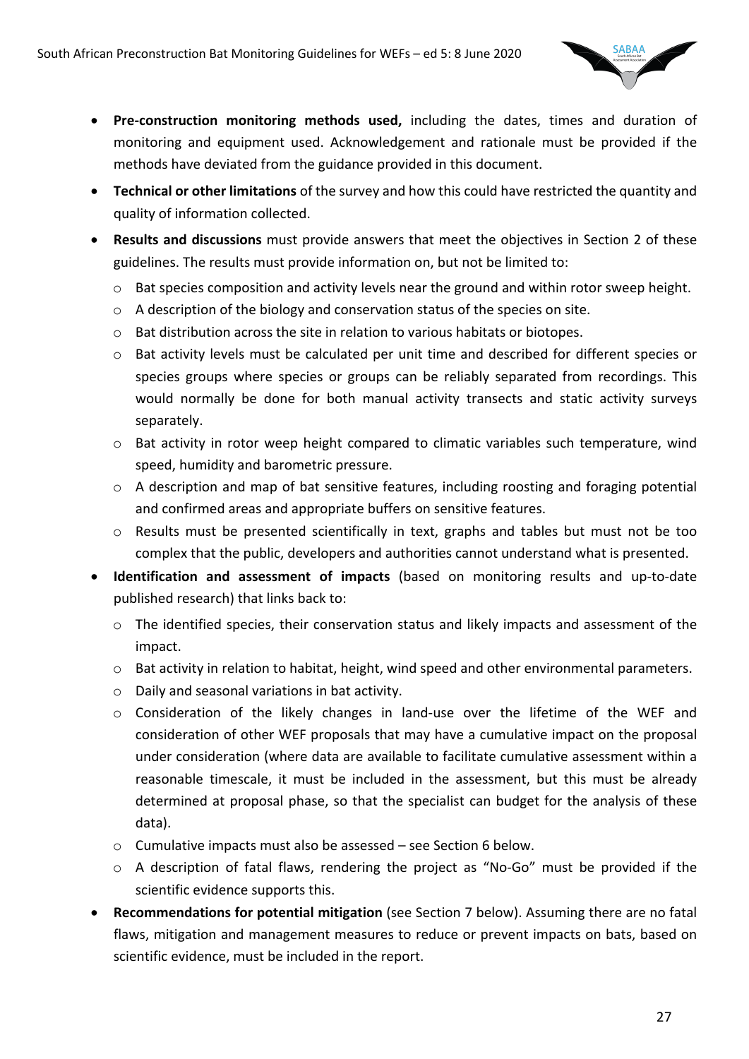- **Pre-construction monitoring methods used,** including the dates, times and duration of monitoring and equipment used. Acknowledgement and rationale must be provided if the methods have deviated from the guidance provided in this document.
- **Technical or other limitations** of the survey and how this could have restricted the quantity and quality of information collected.
- **Results and discussions** must provide answers that meet the objectives in Section 2 of these guidelines. The results must provide information on, but not be limited to:
  - Bat species composition and activity levels near the ground and within rotor sweep height.
  - A description of the biology and conservation status of the species on site.
  - Bat distribution across the site in relation to various habitats or biotopes.
  - Bat activity levels must be calculated per unit time and described for different species or species groups where species or groups can be reliably separated from recordings. This would normally be done for both manual activity transects and static activity surveys separately.
  - Bat activity in rotor weep height compared to climatic variables such temperature, wind speed, humidity and barometric pressure.
  - A description and map of bat sensitive features, including roosting and foraging potential and confirmed areas and appropriate buffers on sensitive features.
  - Results must be presented scientifically in text, graphs and tables but must not be too complex that the public, developers and authorities cannot understand what is presented.
- **Identification and assessment of impacts** (based on monitoring results and up-to-date published research) that links back to:
  - The identified species, their conservation status and likely impacts and assessment of the impact.
  - Bat activity in relation to habitat, height, wind speed and other environmental parameters.
  - Daily and seasonal variations in bat activity.
  - Consideration of the likely changes in land-use over the lifetime of the WEF and consideration of other WEF proposals that may have a cumulative impact on the proposal under consideration (where data are available to facilitate cumulative assessment within a reasonable timescale, it must be included in the assessment, but this must be already determined at proposal phase, so that the specialist can budget for the analysis of these data).
  - Cumulative impacts must also be assessed – see Section 6 below.
  - A description of fatal flaws, rendering the project as "No-Go" must be provided if the scientific evidence supports this.
- **Recommendations for potential mitigation** (see Section 7 below). Assuming there are no fatal flaws, mitigation and management measures to reduce or prevent impacts on bats, based on scientific evidence, must be included in the report.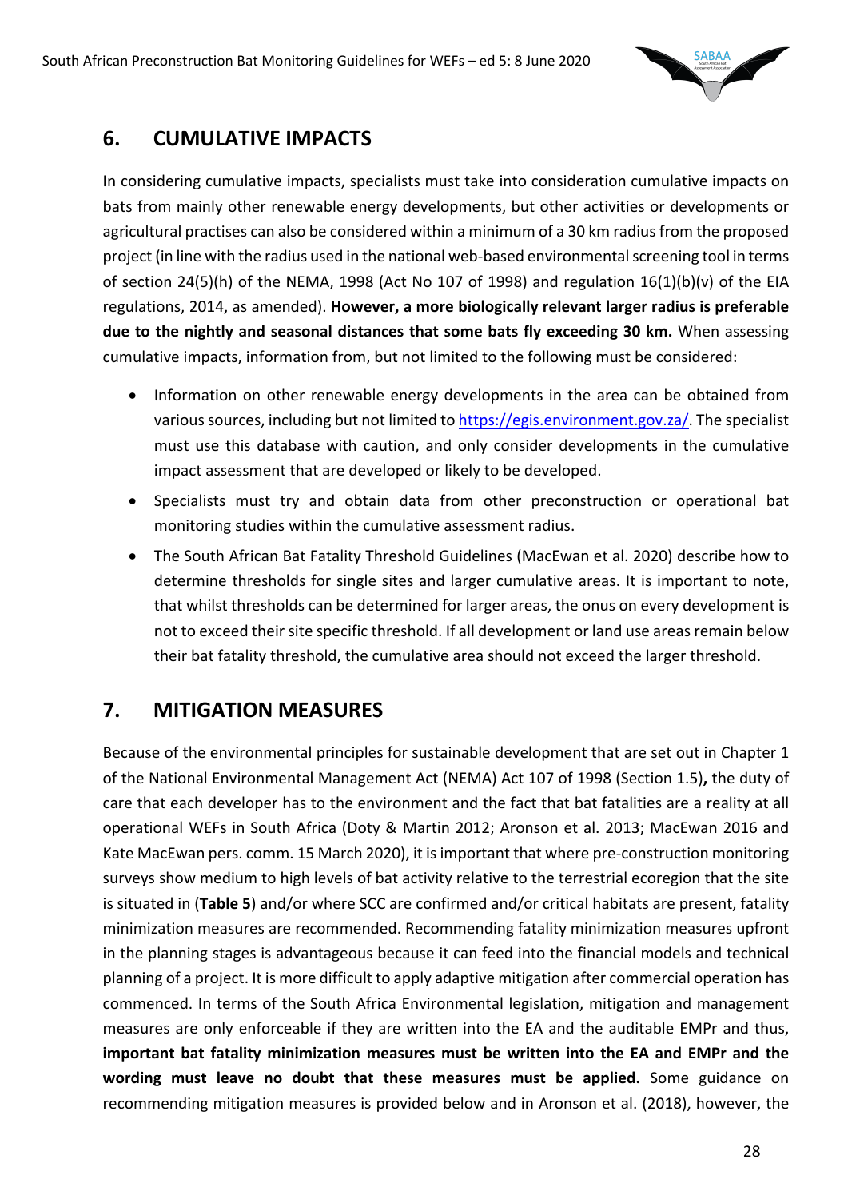## 6. CUMULATIVE IMPACTS

In considering cumulative impacts, specialists must take into consideration cumulative impacts on bats from mainly other renewable energy developments, but other activities or developments or agricultural practises can also be considered within a minimum of a 30 km radius from the proposed project (in line with the radius used in the national web-based environmental screening tool in terms of section 24(5)(h) of the NEMA, 1998 (Act No 107 of 1998) and regulation 16(1)(b)(v) of the EIA regulations, 2014, as amended). **However, a more biologically relevant larger radius is preferable due to the nightly and seasonal distances that some bats fly exceeding 30 km.** When assessing cumulative impacts, information from, but not limited to the following must be considered:

- Information on other renewable energy developments in the area can be obtained from various sources, including but not limited to https://egis.environment.gov.za/. The specialist must use this database with caution, and only consider developments in the cumulative impact assessment that are developed or likely to be developed.
- Specialists must try and obtain data from other preconstruction or operational bat monitoring studies within the cumulative assessment radius.
- The South African Bat Fatality Threshold Guidelines (MacEwan et al. 2020) describe how to determine thresholds for single sites and larger cumulative areas. It is important to note, that whilst thresholds can be determined for larger areas, the onus on every development is not to exceed their site specific threshold. If all development or land use areas remain below their bat fatality threshold, the cumulative area should not exceed the larger threshold.

## 7. MITIGATION MEASURES

Because of the environmental principles for sustainable development that are set out in Chapter 1 of the National Environmental Management Act (NEMA) Act 107 of 1998 (Section 1.5)**,** the duty of care that each developer has to the environment and the fact that bat fatalities are a reality at all operational WEFs in South Africa (Doty & Martin 2012; Aronson et al. 2013; MacEwan 2016 and Kate MacEwan pers. comm. 15 March 2020), it is important that where pre-construction monitoring surveys show medium to high levels of bat activity relative to the terrestrial ecoregion that the site is situated in (**Table 5**) and/or where SCC are confirmed and/or critical habitats are present, fatality minimization measures are recommended. Recommending fatality minimization measures upfront in the planning stages is advantageous because it can feed into the financial models and technical planning of a project. It is more difficult to apply adaptive mitigation after commercial operation has commenced. In terms of the South Africa Environmental legislation, mitigation and management measures are only enforceable if they are written into the EA and the auditable EMPr and thus, **important bat fatality minimization measures must be written into the EA and EMPr and the wording must leave no doubt that these measures must be applied.** Some guidance on recommending mitigation measures is provided below and in Aronson et al. (2018), however, the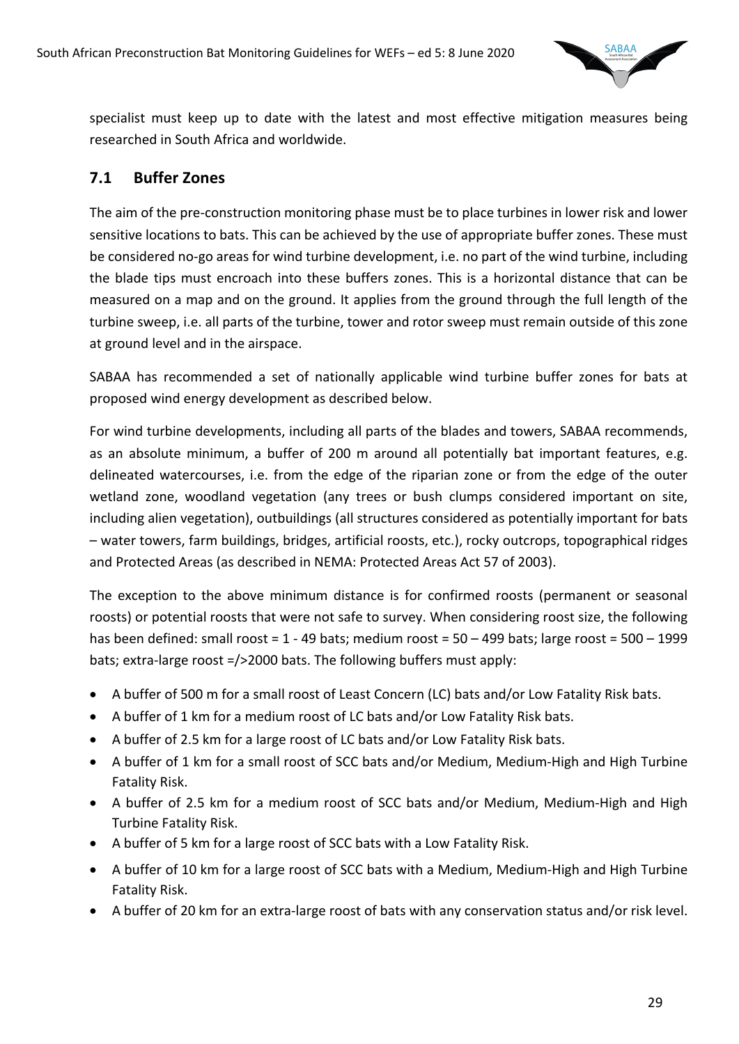specialist must keep up to date with the latest and most effective mitigation measures being researched in South Africa and worldwide.

## 7.1 Buffer Zones

The aim of the pre-construction monitoring phase must be to place turbines in lower risk and lower sensitive locations to bats. This can be achieved by the use of appropriate buffer zones. These must be considered no-go areas for wind turbine development, i.e. no part of the wind turbine, including the blade tips must encroach into these buffers zones. This is a horizontal distance that can be measured on a map and on the ground. It applies from the ground through the full length of the turbine sweep, i.e. all parts of the turbine, tower and rotor sweep must remain outside of this zone at ground level and in the airspace.

SABAA has recommended a set of nationally applicable wind turbine buffer zones for bats at proposed wind energy development as described below.

For wind turbine developments, including all parts of the blades and towers, SABAA recommends, as an absolute minimum, a buffer of 200 m around all potentially bat important features, e.g. delineated watercourses, i.e. from the edge of the riparian zone or from the edge of the outer wetland zone, woodland vegetation (any trees or bush clumps considered important on site, including alien vegetation), outbuildings (all structures considered as potentially important for bats – water towers, farm buildings, bridges, artificial roosts, etc.), rocky outcrops, topographical ridges and Protected Areas (as described in NEMA: Protected Areas Act 57 of 2003).

The exception to the above minimum distance is for confirmed roosts (permanent or seasonal roosts) or potential roosts that were not safe to survey. When considering roost size, the following has been defined: small roost = 1 - 49 bats; medium roost = 50 – 499 bats; large roost = 500 – 1999 bats; extra-large roost =/>2000 bats. The following buffers must apply:

- A buffer of 500 m for a small roost of Least Concern (LC) bats and/or Low Fatality Risk bats.
- A buffer of 1 km for a medium roost of LC bats and/or Low Fatality Risk bats.
- A buffer of 2.5 km for a large roost of LC bats and/or Low Fatality Risk bats.
- A buffer of 1 km for a small roost of SCC bats and/or Medium, Medium-High and High Turbine Fatality Risk.
- A buffer of 2.5 km for a medium roost of SCC bats and/or Medium, Medium-High and High Turbine Fatality Risk.
- A buffer of 5 km for a large roost of SCC bats with a Low Fatality Risk.
- A buffer of 10 km for a large roost of SCC bats with a Medium, Medium-High and High Turbine Fatality Risk.
- A buffer of 20 km for an extra-large roost of bats with any conservation status and/or risk level.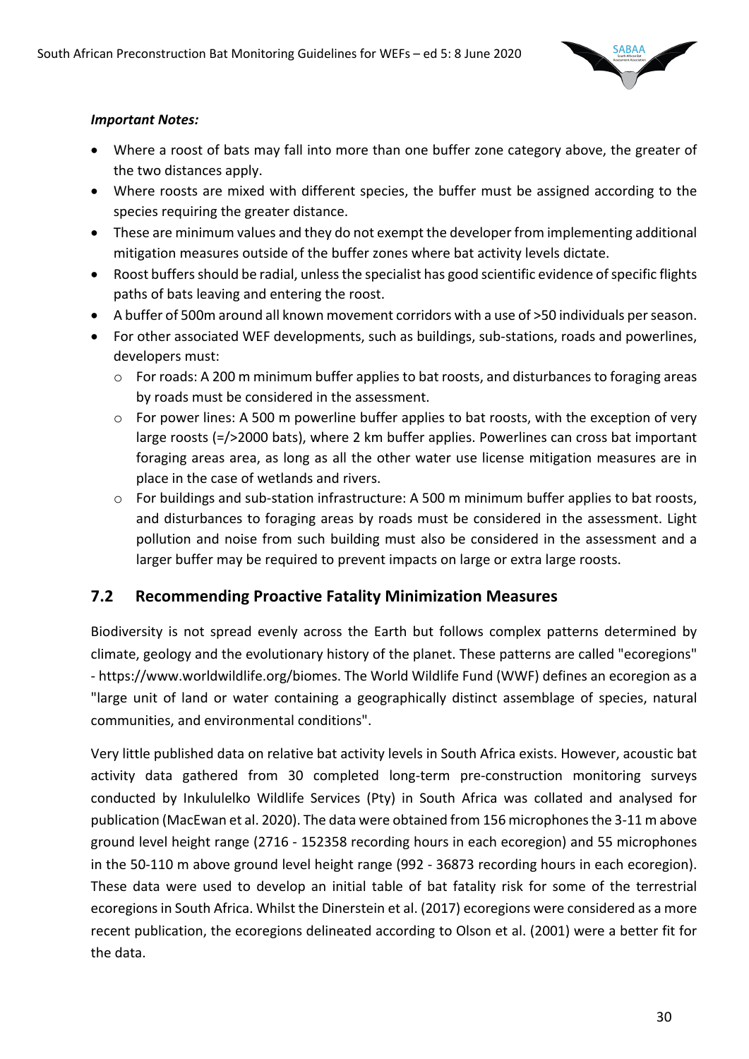***Important Notes:***

- Where a roost of bats may fall into more than one buffer zone category above, the greater of the two distances apply.
- Where roosts are mixed with different species, the buffer must be assigned according to the species requiring the greater distance.
- These are minimum values and they do not exempt the developer from implementing additional mitigation measures outside of the buffer zones where bat activity levels dictate.
- Roost buffers should be radial, unless the specialist has good scientific evidence of specific flights paths of bats leaving and entering the roost.
- A buffer of 500m around all known movement corridors with a use of >50 individuals per season.
- For other associated WEF developments, such as buildings, sub-stations, roads and powerlines, developers must:
    - For roads: A 200 m minimum buffer applies to bat roosts, and disturbances to foraging areas by roads must be considered in the assessment.
    - For power lines: A 500 m powerline buffer applies to bat roosts, with the exception of very large roosts (=/>2000 bats), where 2 km buffer applies. Powerlines can cross bat important foraging areas area, as long as all the other water use license mitigation measures are in place in the case of wetlands and rivers.
    - For buildings and sub-station infrastructure: A 500 m minimum buffer applies to bat roosts, and disturbances to foraging areas by roads must be considered in the assessment. Light pollution and noise from such building must also be considered in the assessment and a larger buffer may be required to prevent impacts on large or extra large roosts.

## 7.2 Recommending Proactive Fatality Minimization Measures

Biodiversity is not spread evenly across the Earth but follows complex patterns determined by climate, geology and the evolutionary history of the planet. These patterns are called "ecoregions" - https://www.worldwildlife.org/biomes. The World Wildlife Fund (WWF) defines an ecoregion as a "large unit of land or water containing a geographically distinct assemblage of species, natural communities, and environmental conditions".

Very little published data on relative bat activity levels in South Africa exists. However, acoustic bat activity data gathered from 30 completed long-term pre-construction monitoring surveys conducted by Inkululelko Wildlife Services (Pty) in South Africa was collated and analysed for publication (MacEwan et al. 2020). The data were obtained from 156 microphones the 3-11 m above ground level height range (2716 - 152358 recording hours in each ecoregion) and 55 microphones in the 50-110 m above ground level height range (992 - 36873 recording hours in each ecoregion). These data were used to develop an initial table of bat fatality risk for some of the terrestrial ecoregions in South Africa. Whilst the Dinerstein et al. (2017) ecoregions were considered as a more recent publication, the ecoregions delineated according to Olson et al. (2001) were a better fit for the data.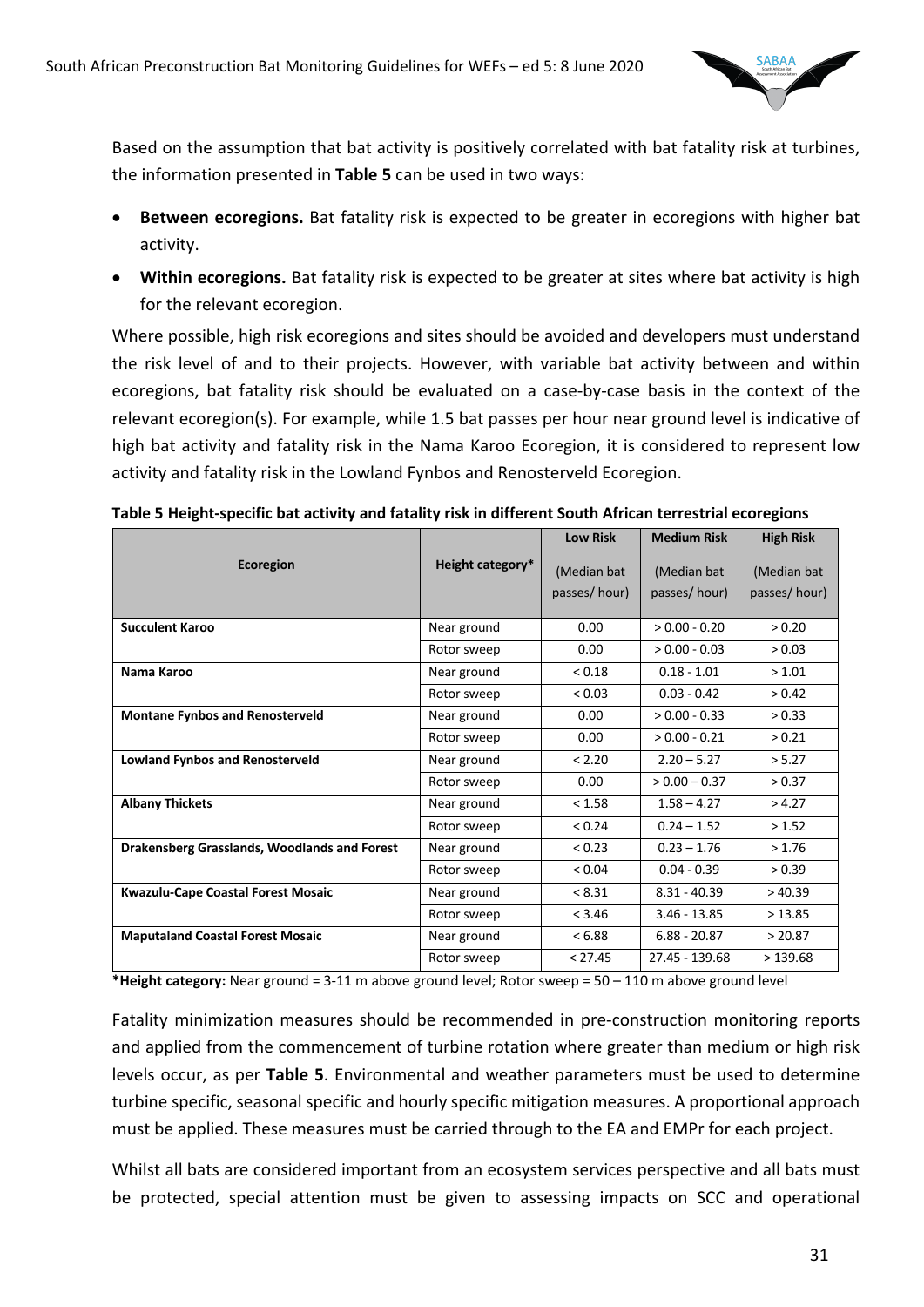Based on the assumption that bat activity is positively correlated with bat fatality risk at turbines, the information presented in **Table 5** can be used in two ways:

- **Between ecoregions.** Bat fatality risk is expected to be greater in ecoregions with higher bat activity.
- **Within ecoregions.** Bat fatality risk is expected to be greater at sites where bat activity is high for the relevant ecoregion.

Where possible, high risk ecoregions and sites should be avoided and developers must understand the risk level of and to their projects. However, with variable bat activity between and within ecoregions, bat fatality risk should be evaluated on a case-by-case basis in the context of the relevant ecoregion(s). For example, while 1.5 bat passes per hour near ground level is indicative of high bat activity and fatality risk in the Nama Karoo Ecoregion, it is considered to represent low activity and fatality risk in the Lowland Fynbos and Renosterveld Ecoregion.

**Table 5 Height-specific bat activity and fatality risk in different South African terrestrial ecoregions**

| Ecoregion | Height category* | Low Risk (Median bat passes/ hour) | Medium Risk (Median bat passes/ hour) | High Risk (Median bat passes/ hour) |
|---|---|---|---|---|
| **Succulent Karoo** | Near ground | 0.00 | > 0.00 - 0.20 | > 0.20 |
| | Rotor sweep | 0.00 | > 0.00 - 0.03 | > 0.03 |
| **Nama Karoo** | Near ground | < 0.18 | 0.18 - 1.01 | > 1.01 |
| | Rotor sweep | < 0.03 | 0.03 - 0.42 | > 0.42 |
| **Montane Fynbos and Renosterveld** | Near ground | 0.00 | > 0.00 - 0.33 | > 0.33 |
| | Rotor sweep | 0.00 | > 0.00 - 0.21 | > 0.21 |
| **Lowland Fynbos and Renosterveld** | Near ground | < 2.20 | 2.20 – 5.27 | > 5.27 |
| | Rotor sweep | 0.00 | > 0.00 – 0.37 | > 0.37 |
| **Albany Thickets** | Near ground | < 1.58 | 1.58 – 4.27 | > 4.27 |
| | Rotor sweep | < 0.24 | 0.24 – 1.52 | > 1.52 |
| **Drakensberg Grasslands, Woodlands and Forest** | Near ground | < 0.23 | 0.23 – 1.76 | > 1.76 |
| | Rotor sweep | < 0.04 | 0.04 - 0.39 | > 0.39 |
| **Kwazulu-Cape Coastal Forest Mosaic** | Near ground | < 8.31 | 8.31 - 40.39 | > 40.39 |
| | Rotor sweep | < 3.46 | 3.46 - 13.85 | > 13.85 |
| **Maputaland Coastal Forest Mosaic** | Near ground | < 6.88 | 6.88 - 20.87 | > 20.87 |
| | Rotor sweep | < 27.45 | 27.45 - 139.68 | > 139.68 |

***Height category:** Near ground = 3-11 m above ground level; Rotor sweep = 50 – 110 m above ground level

Fatality minimization measures should be recommended in pre-construction monitoring reports and applied from the commencement of turbine rotation where greater than medium or high risk levels occur, as per **Table 5**. Environmental and weather parameters must be used to determine turbine specific, seasonal specific and hourly specific mitigation measures. A proportional approach must be applied. These measures must be carried through to the EA and EMPr for each project.

Whilst all bats are considered important from an ecosystem services perspective and all bats must be protected, special attention must be given to assessing impacts on SCC and operational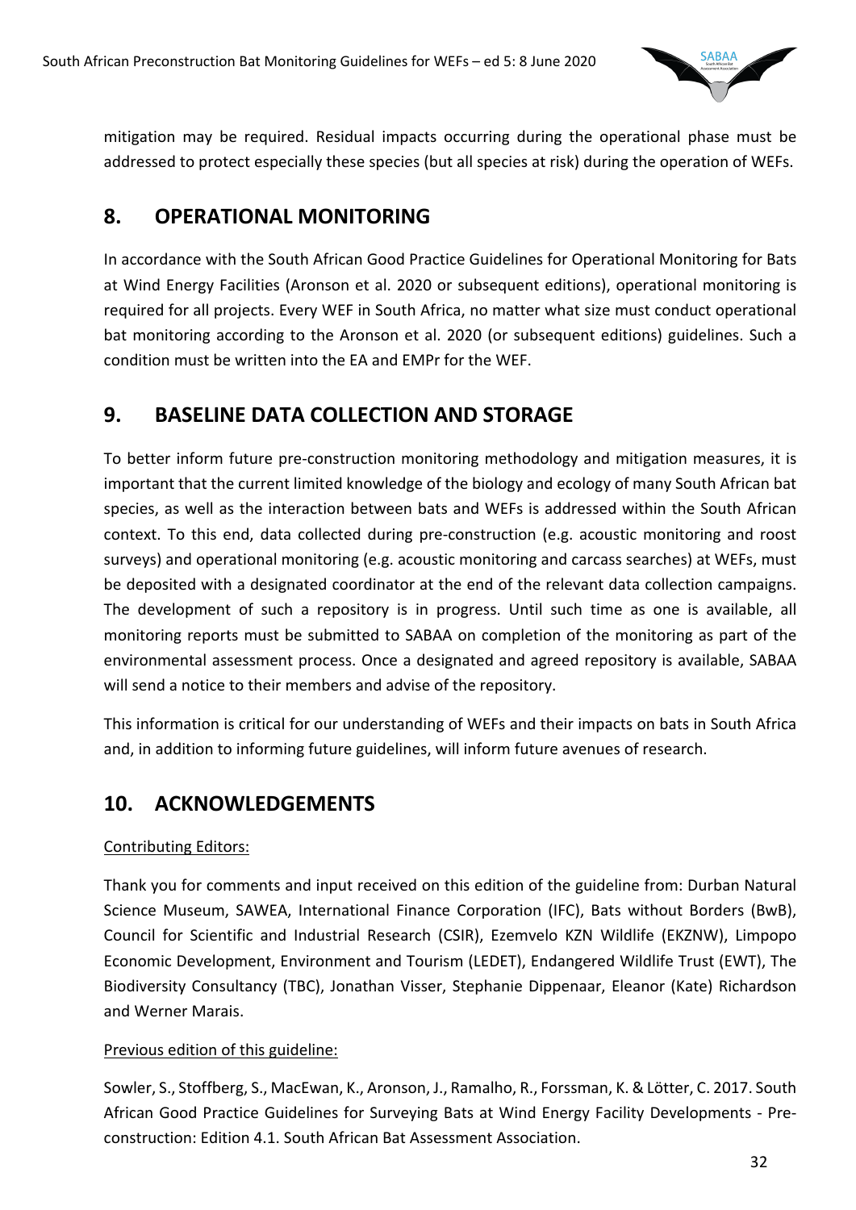mitigation may be required. Residual impacts occurring during the operational phase must be addressed to protect especially these species (but all species at risk) during the operation of WEFs.

## 8. OPERATIONAL MONITORING

In accordance with the South African Good Practice Guidelines for Operational Monitoring for Bats at Wind Energy Facilities (Aronson et al. 2020 or subsequent editions), operational monitoring is required for all projects. Every WEF in South Africa, no matter what size must conduct operational bat monitoring according to the Aronson et al. 2020 (or subsequent editions) guidelines. Such a condition must be written into the EA and EMPr for the WEF.

## 9. BASELINE DATA COLLECTION AND STORAGE

To better inform future pre-construction monitoring methodology and mitigation measures, it is important that the current limited knowledge of the biology and ecology of many South African bat species, as well as the interaction between bats and WEFs is addressed within the South African context. To this end, data collected during pre-construction (e.g. acoustic monitoring and roost surveys) and operational monitoring (e.g. acoustic monitoring and carcass searches) at WEFs, must be deposited with a designated coordinator at the end of the relevant data collection campaigns. The development of such a repository is in progress. Until such time as one is available, all monitoring reports must be submitted to SABAA on completion of the monitoring as part of the environmental assessment process. Once a designated and agreed repository is available, SABAA will send a notice to their members and advise of the repository.

This information is critical for our understanding of WEFs and their impacts on bats in South Africa and, in addition to informing future guidelines, will inform future avenues of research.

## 10. ACKNOWLEDGEMENTS

Contributing Editors:

Thank you for comments and input received on this edition of the guideline from: Durban Natural Science Museum, SAWEA, International Finance Corporation (IFC), Bats without Borders (BwB), Council for Scientific and Industrial Research (CSIR), Ezemvelo KZN Wildlife (EKZNW), Limpopo Economic Development, Environment and Tourism (LEDET), Endangered Wildlife Trust (EWT), The Biodiversity Consultancy (TBC), Jonathan Visser, Stephanie Dippenaar, Eleanor (Kate) Richardson and Werner Marais.

Previous edition of this guideline:

Sowler, S., Stoffberg, S., MacEwan, K., Aronson, J., Ramalho, R., Forssman, K. & Lötter, C. 2017. South African Good Practice Guidelines for Surveying Bats at Wind Energy Facility Developments - Pre-construction: Edition 4.1. South African Bat Assessment Association.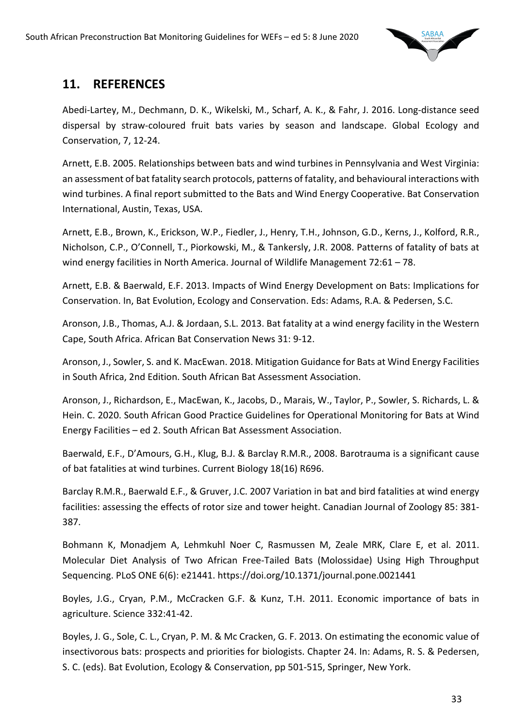## 11. REFERENCES

Abedi-Lartey, M., Dechmann, D. K., Wikelski, M., Scharf, A. K., & Fahr, J. 2016. Long-distance seed dispersal by straw-coloured fruit bats varies by season and landscape. Global Ecology and Conservation, 7, 12-24.

Arnett, E.B. 2005. Relationships between bats and wind turbines in Pennsylvania and West Virginia: an assessment of bat fatality search protocols, patterns of fatality, and behavioural interactions with wind turbines. A final report submitted to the Bats and Wind Energy Cooperative. Bat Conservation International, Austin, Texas, USA.

Arnett, E.B., Brown, K., Erickson, W.P., Fiedler, J., Henry, T.H., Johnson, G.D., Kerns, J., Kolford, R.R., Nicholson, C.P., O'Connell, T., Piorkowski, M., & Tankersly, J.R. 2008. Patterns of fatality of bats at wind energy facilities in North America. Journal of Wildlife Management 72:61 – 78.

Arnett, E.B. & Baerwald, E.F. 2013. Impacts of Wind Energy Development on Bats: Implications for Conservation. In, Bat Evolution, Ecology and Conservation. Eds: Adams, R.A. & Pedersen, S.C.

Aronson, J.B., Thomas, A.J. & Jordaan, S.L. 2013. Bat fatality at a wind energy facility in the Western Cape, South Africa. African Bat Conservation News 31: 9-12.

Aronson, J., Sowler, S. and K. MacEwan. 2018. Mitigation Guidance for Bats at Wind Energy Facilities in South Africa, 2nd Edition. South African Bat Assessment Association.

Aronson, J., Richardson, E., MacEwan, K., Jacobs, D., Marais, W., Taylor, P., Sowler, S. Richards, L. & Hein. C. 2020. South African Good Practice Guidelines for Operational Monitoring for Bats at Wind Energy Facilities – ed 2. South African Bat Assessment Association.

Baerwald, E.F., D'Amours, G.H., Klug, B.J. & Barclay R.M.R., 2008. Barotrauma is a significant cause of bat fatalities at wind turbines. Current Biology 18(16) R696.

Barclay R.M.R., Baerwald E.F., & Gruver, J.C. 2007 Variation in bat and bird fatalities at wind energy facilities: assessing the effects of rotor size and tower height. Canadian Journal of Zoology 85: 381-387.

Bohmann K, Monadjem A, Lehmkuhl Noer C, Rasmussen M, Zeale MRK, Clare E, et al. 2011. Molecular Diet Analysis of Two African Free-Tailed Bats (Molossidae) Using High Throughput Sequencing. PLoS ONE 6(6): e21441. https://doi.org/10.1371/journal.pone.0021441

Boyles, J.G., Cryan, P.M., McCracken G.F. & Kunz, T.H. 2011. Economic importance of bats in agriculture. Science 332:41-42.

Boyles, J. G., Sole, C. L., Cryan, P. M. & Mc Cracken, G. F. 2013. On estimating the economic value of insectivorous bats: prospects and priorities for biologists. Chapter 24. In: Adams, R. S. & Pedersen, S. C. (eds). Bat Evolution, Ecology & Conservation, pp 501-515, Springer, New York.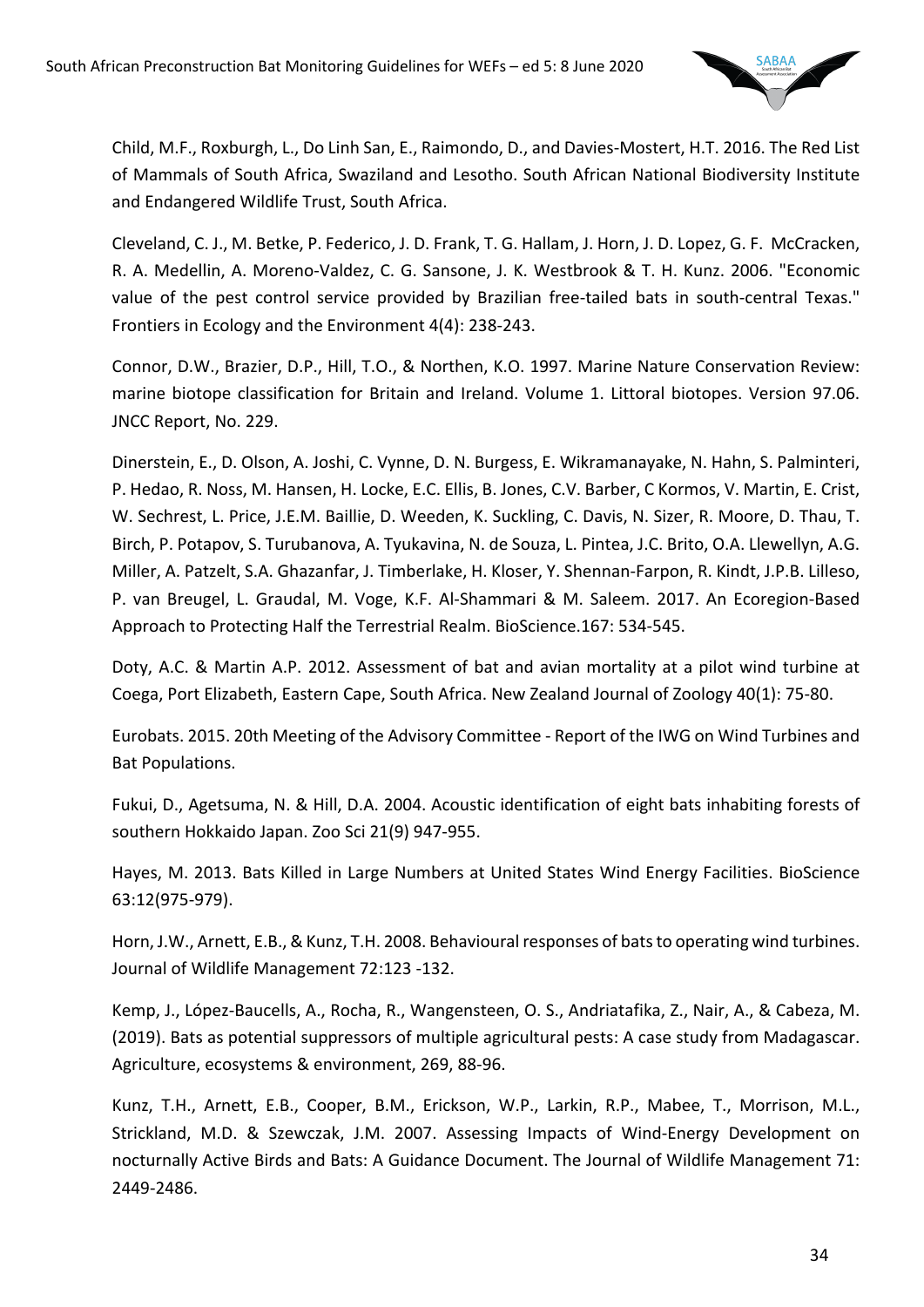Child, M.F., Roxburgh, L., Do Linh San, E., Raimondo, D., and Davies-Mostert, H.T. 2016. The Red List of Mammals of South Africa, Swaziland and Lesotho. South African National Biodiversity Institute and Endangered Wildlife Trust, South Africa.

Cleveland, C. J., M. Betke, P. Federico, J. D. Frank, T. G. Hallam, J. Horn, J. D. Lopez, G. F. McCracken, R. A. Medellin, A. Moreno-Valdez, C. G. Sansone, J. K. Westbrook & T. H. Kunz. 2006. "Economic value of the pest control service provided by Brazilian free-tailed bats in south-central Texas." Frontiers in Ecology and the Environment 4(4): 238-243.

Connor, D.W., Brazier, D.P., Hill, T.O., & Northen, K.O. 1997. Marine Nature Conservation Review: marine biotope classification for Britain and Ireland. Volume 1. Littoral biotopes. Version 97.06. JNCC Report, No. 229.

Dinerstein, E., D. Olson, A. Joshi, C. Vynne, D. N. Burgess, E. Wikramanayake, N. Hahn, S. Palminteri, P. Hedao, R. Noss, M. Hansen, H. Locke, E.C. Ellis, B. Jones, C.V. Barber, C Kormos, V. Martin, E. Crist, W. Sechrest, L. Price, J.E.M. Baillie, D. Weeden, K. Suckling, C. Davis, N. Sizer, R. Moore, D. Thau, T. Birch, P. Potapov, S. Turubanova, A. Tyukavina, N. de Souza, L. Pintea, J.C. Brito, O.A. Llewellyn, A.G. Miller, A. Patzelt, S.A. Ghazanfar, J. Timberlake, H. Kloser, Y. Shennan-Farpon, R. Kindt, J.P.B. Lilleso, P. van Breugel, L. Graudal, M. Voge, K.F. Al-Shammari & M. Saleem. 2017. An Ecoregion-Based Approach to Protecting Half the Terrestrial Realm. BioScience.167: 534-545.

Doty, A.C. & Martin A.P. 2012. Assessment of bat and avian mortality at a pilot wind turbine at Coega, Port Elizabeth, Eastern Cape, South Africa. New Zealand Journal of Zoology 40(1): 75-80.

Eurobats. 2015. 20th Meeting of the Advisory Committee - Report of the IWG on Wind Turbines and Bat Populations.

Fukui, D., Agetsuma, N. & Hill, D.A. 2004. Acoustic identification of eight bats inhabiting forests of southern Hokkaido Japan. Zoo Sci 21(9) 947-955.

Hayes, M. 2013. Bats Killed in Large Numbers at United States Wind Energy Facilities. BioScience 63:12(975-979).

Horn, J.W., Arnett, E.B., & Kunz, T.H. 2008. Behavioural responses of bats to operating wind turbines. Journal of Wildlife Management 72:123 -132.

Kemp, J., López-Baucells, A., Rocha, R., Wangensteen, O. S., Andriatafika, Z., Nair, A., & Cabeza, M. (2019). Bats as potential suppressors of multiple agricultural pests: A case study from Madagascar. Agriculture, ecosystems & environment, 269, 88-96.

Kunz, T.H., Arnett, E.B., Cooper, B.M., Erickson, W.P., Larkin, R.P., Mabee, T., Morrison, M.L., Strickland, M.D. & Szewczak, J.M. 2007. Assessing Impacts of Wind-Energy Development on nocturnally Active Birds and Bats: A Guidance Document. The Journal of Wildlife Management 71: 2449-2486.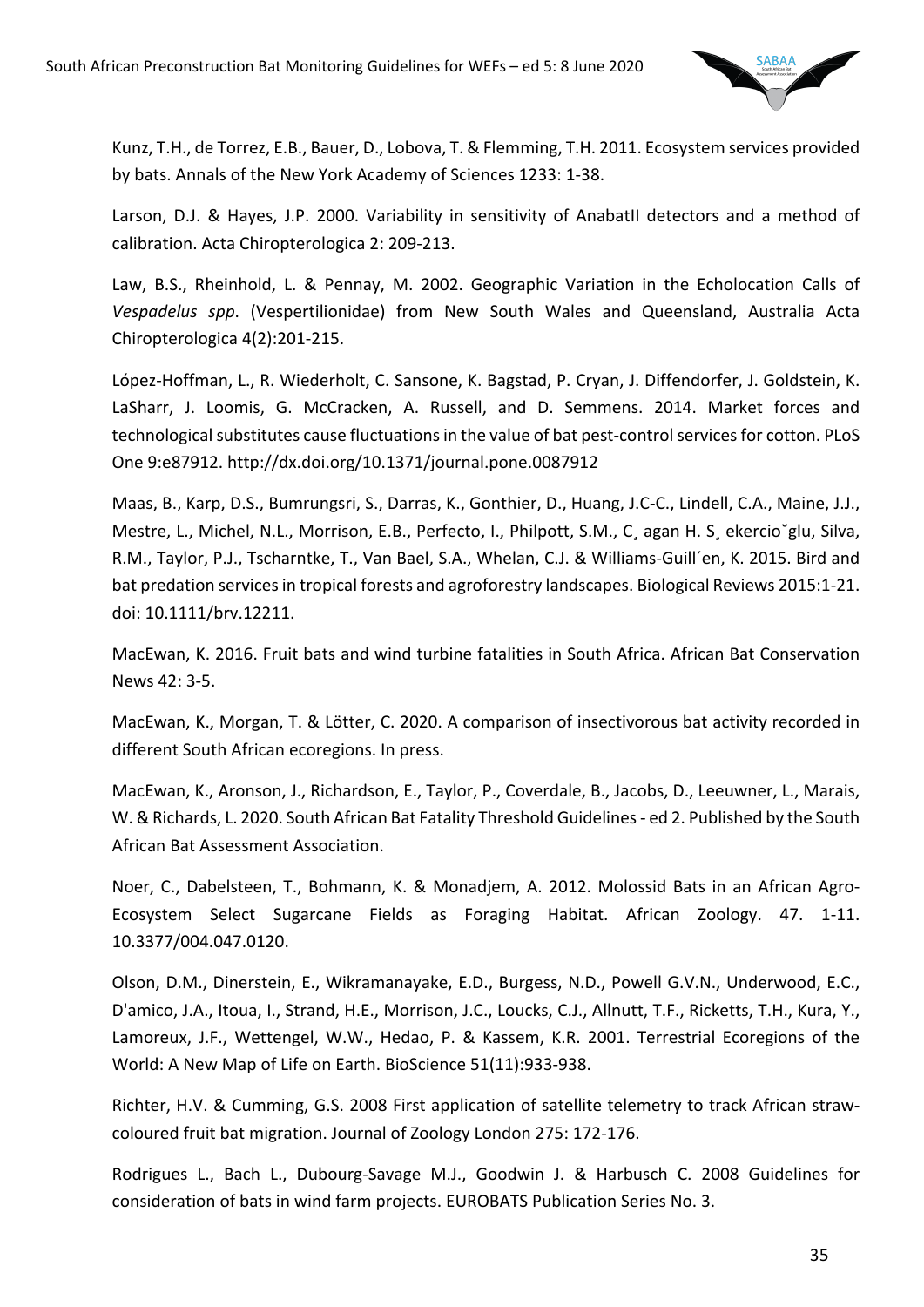Kunz, T.H., de Torrez, E.B., Bauer, D., Lobova, T. & Flemming, T.H. 2011. Ecosystem services provided by bats. Annals of the New York Academy of Sciences 1233: 1-38.

Larson, D.J. & Hayes, J.P. 2000. Variability in sensitivity of AnabatII detectors and a method of calibration. Acta Chiropterologica 2: 209-213.

Law, B.S., Rheinhold, L. & Pennay, M. 2002. Geographic Variation in the Echolocation Calls of *Vespadelus spp*. (Vespertilionidae) from New South Wales and Queensland, Australia Acta Chiropterologica 4(2):201-215.

López-Hoffman, L., R. Wiederholt, C. Sansone, K. Bagstad, P. Cryan, J. Diffendorfer, J. Goldstein, K. LaSharr, J. Loomis, G. McCracken, A. Russell, and D. Semmens. 2014. Market forces and technological substitutes cause fluctuations in the value of bat pest-control services for cotton. PLoS One 9:e87912. http://dx.doi.org/10.1371/journal.pone.0087912

Maas, B., Karp, D.S., Bumrungsri, S., Darras, K., Gonthier, D., Huang, J.C-C., Lindell, C.A., Maine, J.J., Mestre, L., Michel, N.L., Morrison, E.B., Perfecto, I., Philpott, S.M., C¸ agan H. S¸ ekercio˘glu, Silva, R.M., Taylor, P.J., Tscharntke, T., Van Bael, S.A., Whelan, C.J. & Williams-Guill´en, K. 2015. Bird and bat predation services in tropical forests and agroforestry landscapes. Biological Reviews 2015:1-21. doi: 10.1111/brv.12211.

MacEwan, K. 2016. Fruit bats and wind turbine fatalities in South Africa. African Bat Conservation News 42: 3-5.

MacEwan, K., Morgan, T. & Lötter, C. 2020. A comparison of insectivorous bat activity recorded in different South African ecoregions. In press.

MacEwan, K., Aronson, J., Richardson, E., Taylor, P., Coverdale, B., Jacobs, D., Leeuwner, L., Marais, W. & Richards, L. 2020. South African Bat Fatality Threshold Guidelines - ed 2. Published by the South African Bat Assessment Association.

Noer, C., Dabelsteen, T., Bohmann, K. & Monadjem, A. 2012. Molossid Bats in an African Agro-Ecosystem Select Sugarcane Fields as Foraging Habitat. African Zoology. 47. 1-11. 10.3377/004.047.0120.

Olson, D.M., Dinerstein, E., Wikramanayake, E.D., Burgess, N.D., Powell G.V.N., Underwood, E.C., D'amico, J.A., Itoua, I., Strand, H.E., Morrison, J.C., Loucks, C.J., Allnutt, T.F., Ricketts, T.H., Kura, Y., Lamoreux, J.F., Wettengel, W.W., Hedao, P. & Kassem, K.R. 2001. Terrestrial Ecoregions of the World: A New Map of Life on Earth. BioScience 51(11):933-938.

Richter, H.V. & Cumming, G.S. 2008 First application of satellite telemetry to track African straw-coloured fruit bat migration. Journal of Zoology London 275: 172-176.

Rodrigues L., Bach L., Dubourg-Savage M.J., Goodwin J. & Harbusch C. 2008 Guidelines for consideration of bats in wind farm projects. EUROBATS Publication Series No. 3.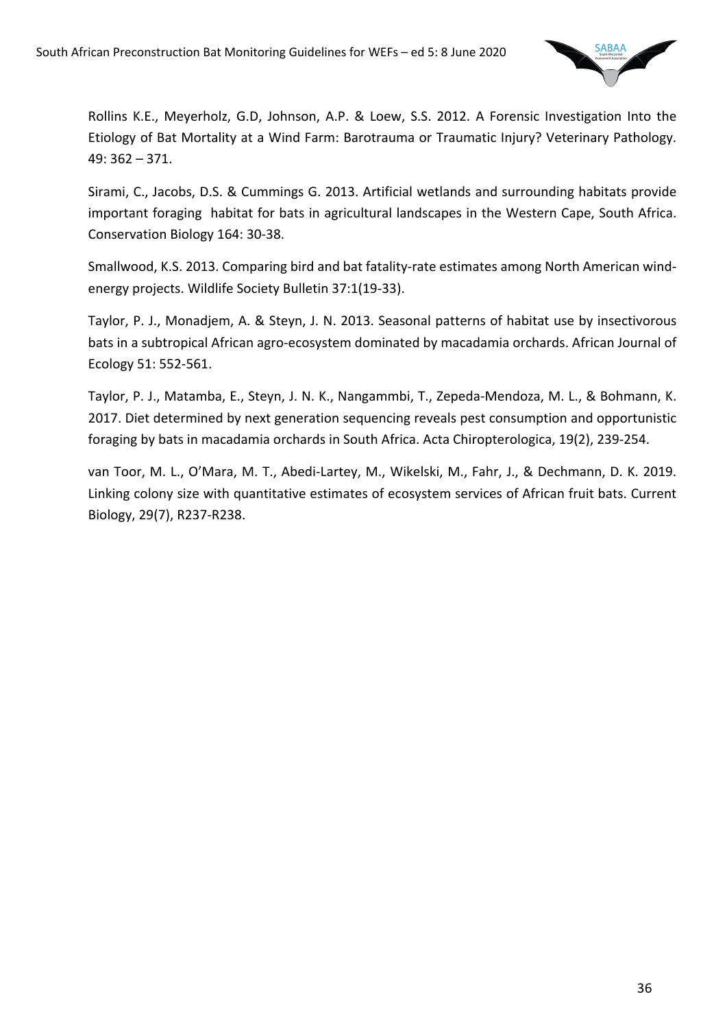Rollins K.E., Meyerholz, G.D, Johnson, A.P. & Loew, S.S. 2012. A Forensic Investigation Into the Etiology of Bat Mortality at a Wind Farm: Barotrauma or Traumatic Injury? Veterinary Pathology. 49: 362 – 371.

Sirami, C., Jacobs, D.S. & Cummings G. 2013. Artificial wetlands and surrounding habitats provide important foraging habitat for bats in agricultural landscapes in the Western Cape, South Africa. Conservation Biology 164: 30-38.

Smallwood, K.S. 2013. Comparing bird and bat fatality-rate estimates among North American wind-energy projects. Wildlife Society Bulletin 37:1(19-33).

Taylor, P. J., Monadjem, A. & Steyn, J. N. 2013. Seasonal patterns of habitat use by insectivorous bats in a subtropical African agro-ecosystem dominated by macadamia orchards. African Journal of Ecology 51: 552-561.

Taylor, P. J., Matamba, E., Steyn, J. N. K., Nangammbi, T., Zepeda-Mendoza, M. L., & Bohmann, K. 2017. Diet determined by next generation sequencing reveals pest consumption and opportunistic foraging by bats in macadamia orchards in South Africa. Acta Chiropterologica, 19(2), 239-254.

van Toor, M. L., O'Mara, M. T., Abedi-Lartey, M., Wikelski, M., Fahr, J., & Dechmann, D. K. 2019. Linking colony size with quantitative estimates of ecosystem services of African fruit bats. Current Biology, 29(7), R237-R238.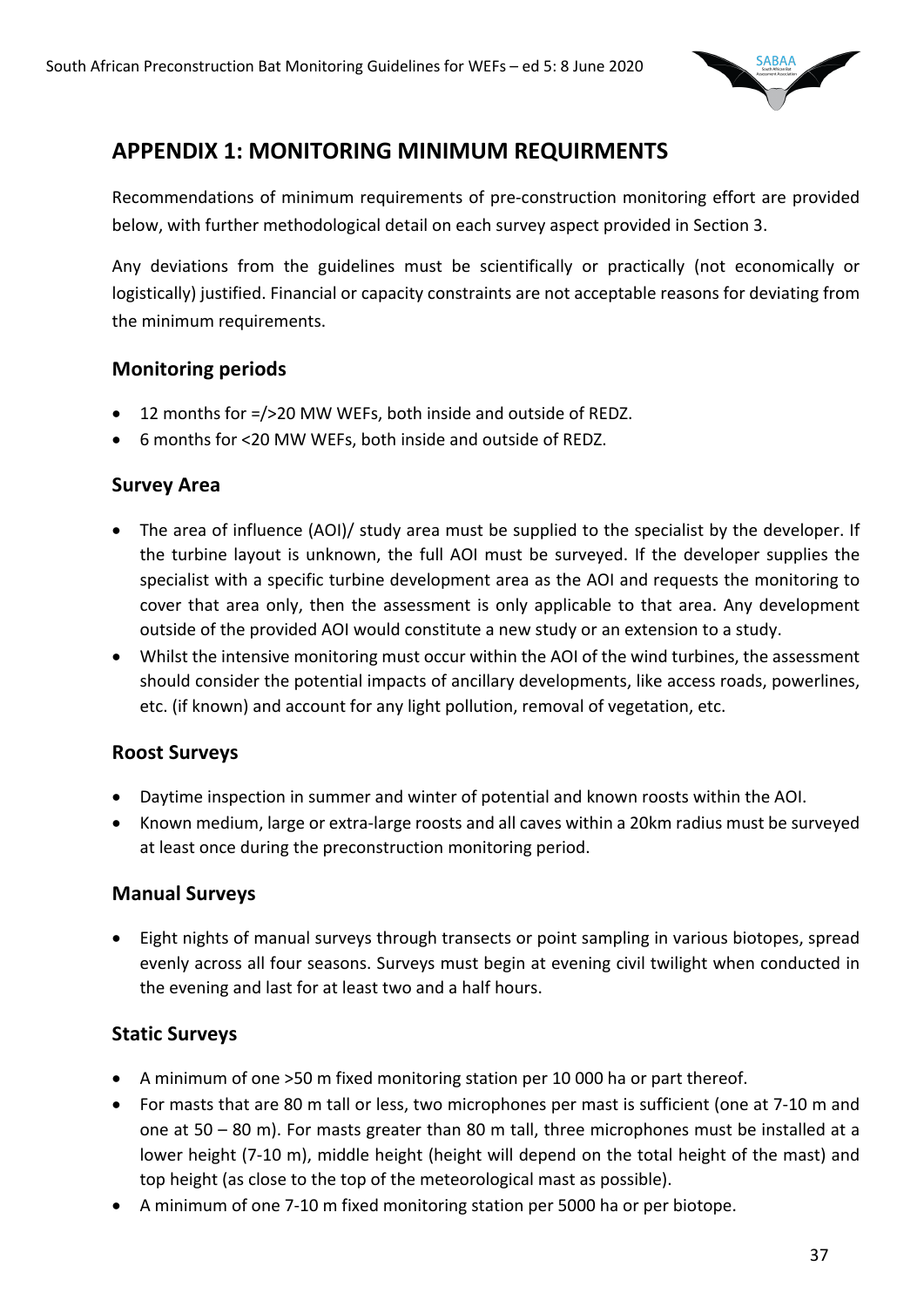## APPENDIX 1: MONITORING MINIMUM REQUIRMENTS

Recommendations of minimum requirements of pre-construction monitoring effort are provided below, with further methodological detail on each survey aspect provided in Section 3.

Any deviations from the guidelines must be scientifically or practically (not economically or logistically) justified. Financial or capacity constraints are not acceptable reasons for deviating from the minimum requirements.

### Monitoring periods

- 12 months for =/>20 MW WEFs, both inside and outside of REDZ.
- 6 months for <20 MW WEFs, both inside and outside of REDZ.

### Survey Area

- The area of influence (AOI)/ study area must be supplied to the specialist by the developer. If the turbine layout is unknown, the full AOI must be surveyed. If the developer supplies the specialist with a specific turbine development area as the AOI and requests the monitoring to cover that area only, then the assessment is only applicable to that area. Any development outside of the provided AOI would constitute a new study or an extension to a study.
- Whilst the intensive monitoring must occur within the AOI of the wind turbines, the assessment should consider the potential impacts of ancillary developments, like access roads, powerlines, etc. (if known) and account for any light pollution, removal of vegetation, etc.

### Roost Surveys

- Daytime inspection in summer and winter of potential and known roosts within the AOI.
- Known medium, large or extra-large roosts and all caves within a 20km radius must be surveyed at least once during the preconstruction monitoring period.

### Manual Surveys

- Eight nights of manual surveys through transects or point sampling in various biotopes, spread evenly across all four seasons. Surveys must begin at evening civil twilight when conducted in the evening and last for at least two and a half hours.

### Static Surveys

- A minimum of one >50 m fixed monitoring station per 10 000 ha or part thereof.
- For masts that are 80 m tall or less, two microphones per mast is sufficient (one at 7-10 m and one at 50 – 80 m). For masts greater than 80 m tall, three microphones must be installed at a lower height (7-10 m), middle height (height will depend on the total height of the mast) and top height (as close to the top of the meteorological mast as possible).
- A minimum of one 7-10 m fixed monitoring station per 5000 ha or per biotope.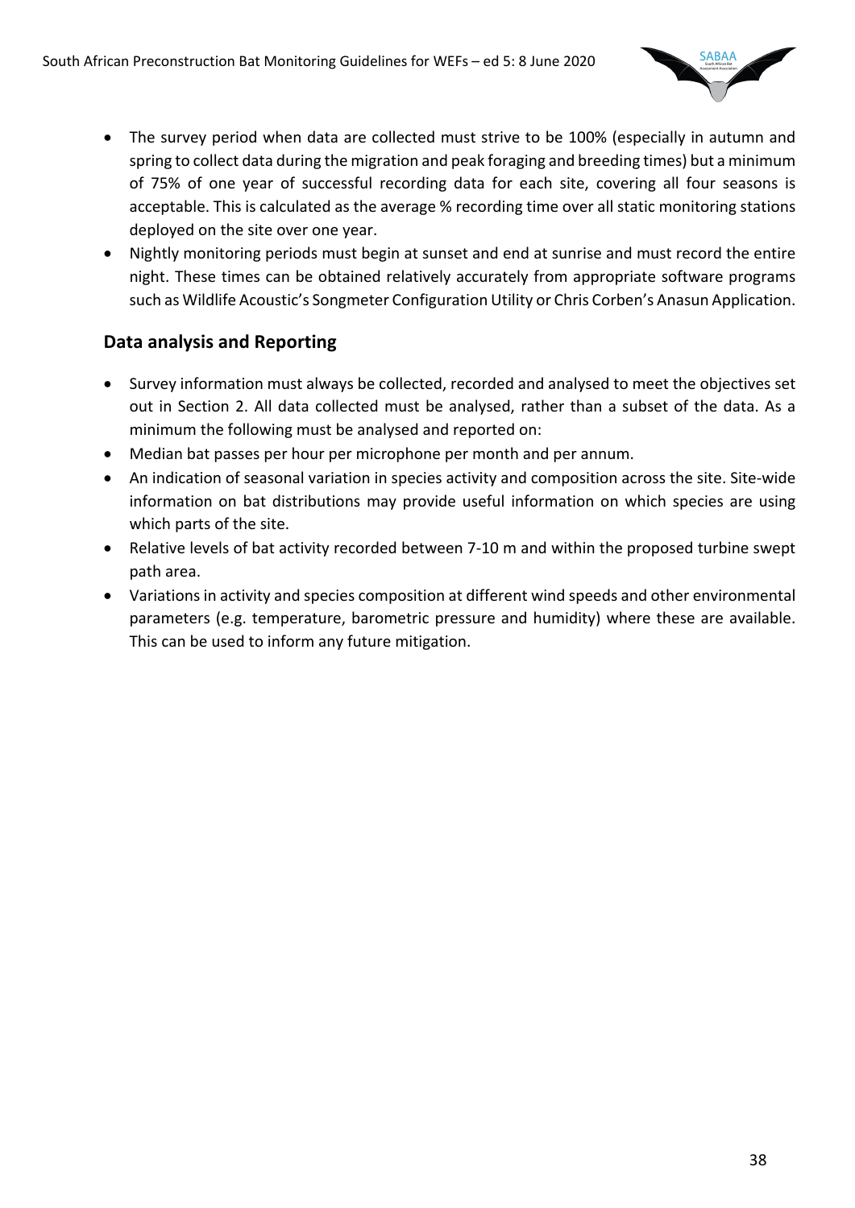- The survey period when data are collected must strive to be 100% (especially in autumn and spring to collect data during the migration and peak foraging and breeding times) but a minimum of 75% of one year of successful recording data for each site, covering all four seasons is acceptable. This is calculated as the average % recording time over all static monitoring stations deployed on the site over one year.
- Nightly monitoring periods must begin at sunset and end at sunrise and must record the entire night. These times can be obtained relatively accurately from appropriate software programs such as Wildlife Acoustic's Songmeter Configuration Utility or Chris Corben's Anasun Application.

### Data analysis and Reporting

- Survey information must always be collected, recorded and analysed to meet the objectives set out in Section 2. All data collected must be analysed, rather than a subset of the data. As a minimum the following must be analysed and reported on:
- Median bat passes per hour per microphone per month and per annum.
- An indication of seasonal variation in species activity and composition across the site. Site-wide information on bat distributions may provide useful information on which species are using which parts of the site.
- Relative levels of bat activity recorded between 7-10 m and within the proposed turbine swept path area.
- Variations in activity and species composition at different wind speeds and other environmental parameters (e.g. temperature, barometric pressure and humidity) where these are available. This can be used to inform any future mitigation.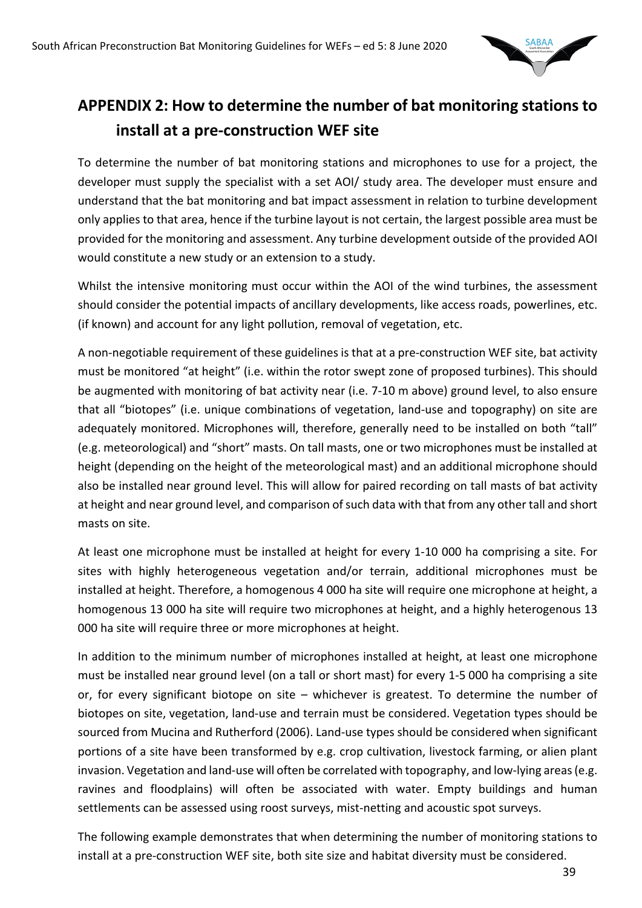# APPENDIX 2: How to determine the number of bat monitoring stations to install at a pre-construction WEF site

To determine the number of bat monitoring stations and microphones to use for a project, the developer must supply the specialist with a set AOI/ study area. The developer must ensure and understand that the bat monitoring and bat impact assessment in relation to turbine development only applies to that area, hence if the turbine layout is not certain, the largest possible area must be provided for the monitoring and assessment. Any turbine development outside of the provided AOI would constitute a new study or an extension to a study.

Whilst the intensive monitoring must occur within the AOI of the wind turbines, the assessment should consider the potential impacts of ancillary developments, like access roads, powerlines, etc. (if known) and account for any light pollution, removal of vegetation, etc.

A non-negotiable requirement of these guidelines is that at a pre-construction WEF site, bat activity must be monitored "at height" (i.e. within the rotor swept zone of proposed turbines). This should be augmented with monitoring of bat activity near (i.e. 7-10 m above) ground level, to also ensure that all "biotopes" (i.e. unique combinations of vegetation, land-use and topography) on site are adequately monitored. Microphones will, therefore, generally need to be installed on both "tall" (e.g. meteorological) and "short" masts. On tall masts, one or two microphones must be installed at height (depending on the height of the meteorological mast) and an additional microphone should also be installed near ground level. This will allow for paired recording on tall masts of bat activity at height and near ground level, and comparison of such data with that from any other tall and short masts on site.

At least one microphone must be installed at height for every 1-10 000 ha comprising a site. For sites with highly heterogeneous vegetation and/or terrain, additional microphones must be installed at height. Therefore, a homogenous 4 000 ha site will require one microphone at height, a homogenous 13 000 ha site will require two microphones at height, and a highly heterogenous 13 000 ha site will require three or more microphones at height.

In addition to the minimum number of microphones installed at height, at least one microphone must be installed near ground level (on a tall or short mast) for every 1-5 000 ha comprising a site or, for every significant biotope on site – whichever is greatest. To determine the number of biotopes on site, vegetation, land-use and terrain must be considered. Vegetation types should be sourced from Mucina and Rutherford (2006). Land-use types should be considered when significant portions of a site have been transformed by e.g. crop cultivation, livestock farming, or alien plant invasion. Vegetation and land-use will often be correlated with topography, and low-lying areas (e.g. ravines and floodplains) will often be associated with water. Empty buildings and human settlements can be assessed using roost surveys, mist-netting and acoustic spot surveys.

The following example demonstrates that when determining the number of monitoring stations to install at a pre-construction WEF site, both site size and habitat diversity must be considered.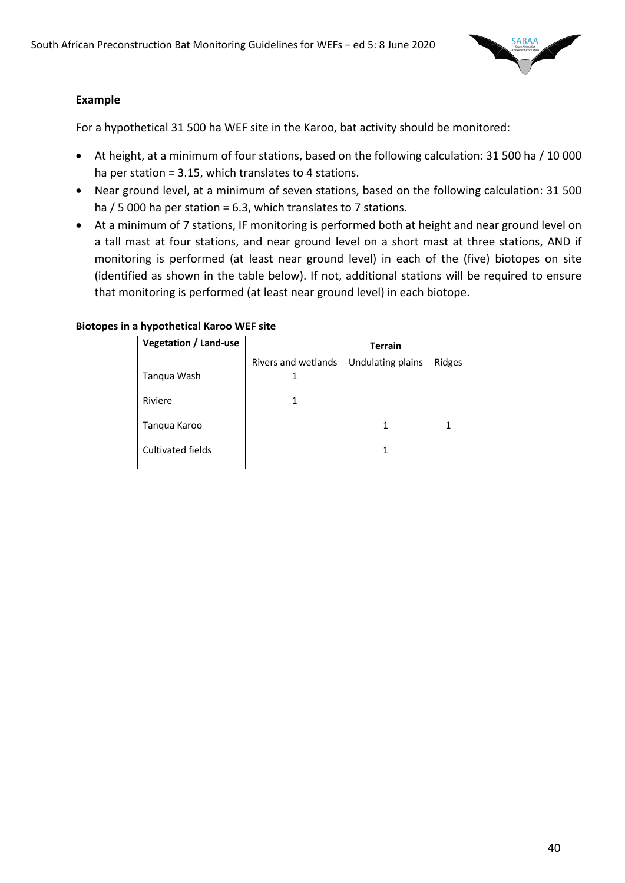**Example**

For a hypothetical 31 500 ha WEF site in the Karoo, bat activity should be monitored:

- At height, at a minimum of four stations, based on the following calculation: 31 500 ha / 10 000 ha per station = 3.15, which translates to 4 stations.
- Near ground level, at a minimum of seven stations, based on the following calculation: 31 500 ha / 5 000 ha per station = 6.3, which translates to 7 stations.
- At a minimum of 7 stations, IF monitoring is performed both at height and near ground level on a tall mast at four stations, and near ground level on a short mast at three stations, AND if monitoring is performed (at least near ground level) in each of the (five) biotopes on site (identified as shown in the table below). If not, additional stations will be required to ensure that monitoring is performed (at least near ground level) in each biotope.

**Biotopes in a hypothetical Karoo WEF site**

| **Vegetation / Land-use** | **Terrain** | | |
|---|---|---|---|
| | Rivers and wetlands | Undulating plains | Ridges |
| Tanqua Wash | 1 | | |
| Riviere | 1 | | |
| Tanqua Karoo | | 1 | 1 |
| Cultivated fields | | 1 | |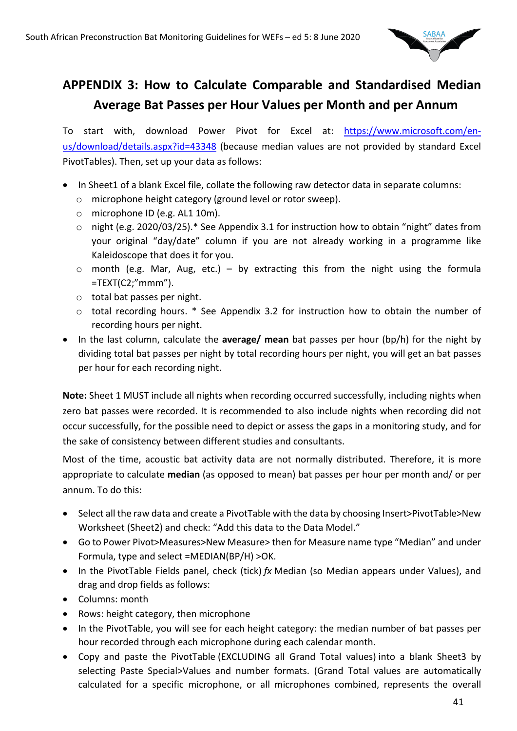## APPENDIX 3: How to Calculate Comparable and Standardised Median Average Bat Passes per Hour Values per Month and per Annum

To start with, download Power Pivot for Excel at: https://www.microsoft.com/en-us/download/details.aspx?id=43348 (because median values are not provided by standard Excel PivotTables). Then, set up your data as follows:

- In Sheet1 of a blank Excel file, collate the following raw detector data in separate columns:
  - microphone height category (ground level or rotor sweep).
  - microphone ID (e.g. AL1 10m).
  - night (e.g. 2020/03/25).* See Appendix 3.1 for instruction how to obtain "night" dates from your original "day/date" column if you are not already working in a programme like Kaleidoscope that does it for you.
  - month (e.g. Mar, Aug, etc.) – by extracting this from the night using the formula =TEXT(C2;"mmm").
  - total bat passes per night.
  - total recording hours. * See Appendix 3.2 for instruction how to obtain the number of recording hours per night.
- In the last column, calculate the **average/ mean** bat passes per hour (bp/h) for the night by dividing total bat passes per night by total recording hours per night, you will get an bat passes per hour for each recording night.

**Note:** Sheet 1 MUST include all nights when recording occurred successfully, including nights when zero bat passes were recorded. It is recommended to also include nights when recording did not occur successfully, for the possible need to depict or assess the gaps in a monitoring study, and for the sake of consistency between different studies and consultants.

Most of the time, acoustic bat activity data are not normally distributed. Therefore, it is more appropriate to calculate **median** (as opposed to mean) bat passes per hour per month and/ or per annum. To do this:

- Select all the raw data and create a PivotTable with the data by choosing Insert>PivotTable>New Worksheet (Sheet2) and check: "Add this data to the Data Model."
- Go to Power Pivot>Measures>New Measure> then for Measure name type "Median" and under Formula, type and select =MEDIAN(BP/H) >OK.
- In the PivotTable Fields panel, check (tick) *fx* Median (so Median appears under Values), and drag and drop fields as follows:
- Columns: month
- Rows: height category, then microphone
- In the PivotTable, you will see for each height category: the median number of bat passes per hour recorded through each microphone during each calendar month.
- Copy and paste the PivotTable (EXCLUDING all Grand Total values) into a blank Sheet3 by selecting Paste Special>Values and number formats. (Grand Total values are automatically calculated for a specific microphone, or all microphones combined, represents the overall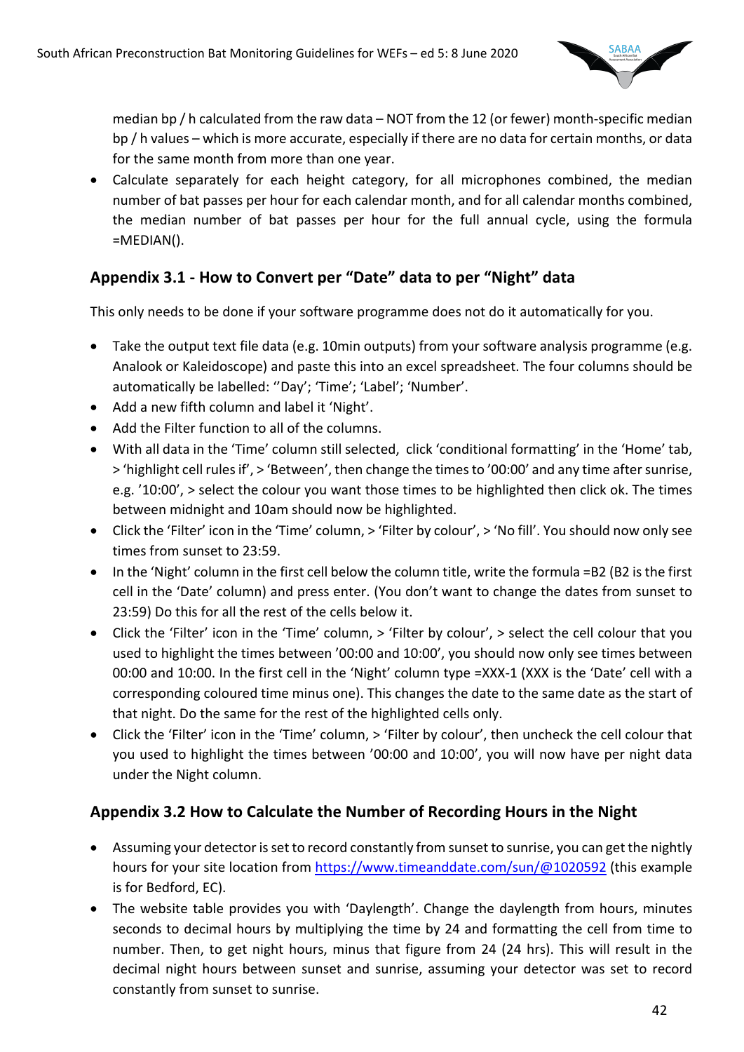median bp / h calculated from the raw data – NOT from the 12 (or fewer) month-specific median bp / h values – which is more accurate, especially if there are no data for certain months, or data for the same month from more than one year.

- Calculate separately for each height category, for all microphones combined, the median number of bat passes per hour for each calendar month, and for all calendar months combined, the median number of bat passes per hour for the full annual cycle, using the formula =MEDIAN().

## Appendix 3.1 - How to Convert per "Date" data to per "Night" data

This only needs to be done if your software programme does not do it automatically for you.

- Take the output text file data (e.g. 10min outputs) from your software analysis programme (e.g. Analook or Kaleidoscope) and paste this into an excel spreadsheet. The four columns should be automatically be labelled: ''Day'; 'Time'; 'Label'; 'Number'.
- Add a new fifth column and label it 'Night'.
- Add the Filter function to all of the columns.
- With all data in the 'Time' column still selected, click 'conditional formatting' in the 'Home' tab, > 'highlight cell rules if', > 'Between', then change the times to '00:00' and any time after sunrise, e.g. '10:00', > select the colour you want those times to be highlighted then click ok. The times between midnight and 10am should now be highlighted.
- Click the 'Filter' icon in the 'Time' column, > 'Filter by colour', > 'No fill'. You should now only see times from sunset to 23:59.
- In the 'Night' column in the first cell below the column title, write the formula =B2 (B2 is the first cell in the 'Date' column) and press enter. (You don't want to change the dates from sunset to 23:59) Do this for all the rest of the cells below it.
- Click the 'Filter' icon in the 'Time' column, > 'Filter by colour', > select the cell colour that you used to highlight the times between '00:00 and 10:00', you should now only see times between 00:00 and 10:00. In the first cell in the 'Night' column type =XXX-1 (XXX is the 'Date' cell with a corresponding coloured time minus one). This changes the date to the same date as the start of that night. Do the same for the rest of the highlighted cells only.
- Click the 'Filter' icon in the 'Time' column, > 'Filter by colour', then uncheck the cell colour that you used to highlight the times between '00:00 and 10:00', you will now have per night data under the Night column.

## Appendix 3.2 How to Calculate the Number of Recording Hours in the Night

- Assuming your detector is set to record constantly from sunset to sunrise, you can get the nightly hours for your site location from https://www.timeanddate.com/sun/@1020592 (this example is for Bedford, EC).
- The website table provides you with 'Daylength'. Change the daylength from hours, minutes seconds to decimal hours by multiplying the time by 24 and formatting the cell from time to number. Then, to get night hours, minus that figure from 24 (24 hrs). This will result in the decimal night hours between sunset and sunrise, assuming your detector was set to record constantly from sunset to sunrise.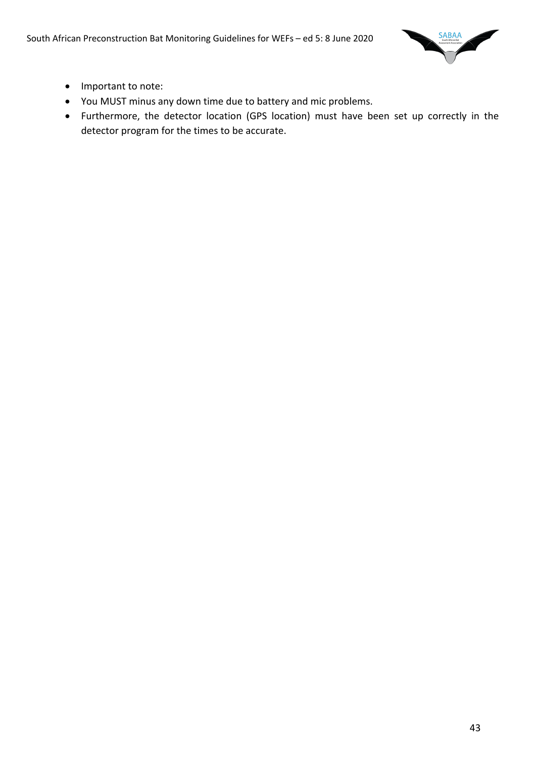- Important to note:
- You MUST minus any down time due to battery and mic problems.
- Furthermore, the detector location (GPS location) must have been set up correctly in the detector program for the times to be accurate.